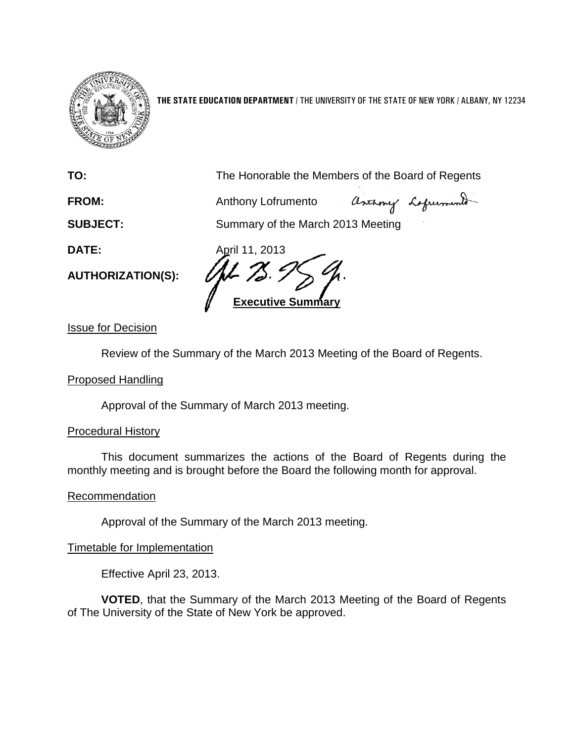**THE STATE EDUCATION DEPARTMENT** / THE UNIVERSITY OF THE STATE OF NEW YORK / ALBANY, NY 12234

**TO:** The Honorable the Members of the Board of Regents

**FROM:** Anthony Lofrumento

**SUBJECT:** Summary of the March 2013 Meeting

**DATE:** April 11, 2013

**AUTHORIZATION(S):**

**Executive Summary**

Issue for Decision

Review of the Summary of the March 2013 Meeting of the Board of Regents.

Proposed Handling

Approval of the Summary of March 2013 meeting.

Procedural History

This document summarizes the actions of the Board of Regents during the monthly meeting and is brought before the Board the following month for approval.

Recommendation

Approval of the Summary of the March 2013 meeting.

Timetable for Implementation

Effective April 23, 2013.

**VOTED**, that the Summary of the March 2013 Meeting of the Board of Regents of The University of the State of New York be approved.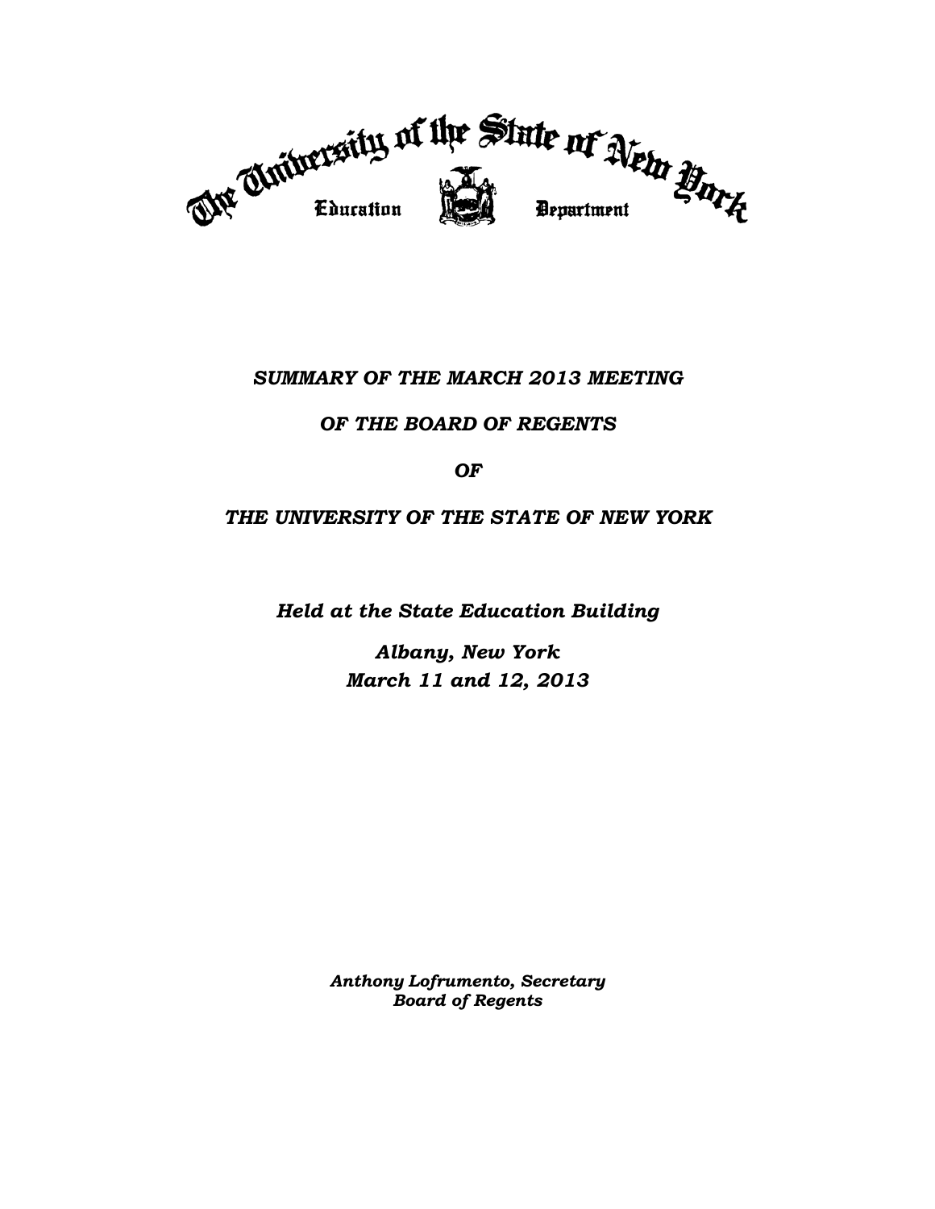The University of the State of New York

Education Department

***SUMMARY OF THE MARCH 2013 MEETING***

***OF THE BOARD OF REGENTS***

***OF***

***THE UNIVERSITY OF THE STATE OF NEW YORK***

***Held at the State Education Building***

***Albany, New York***
***March 11 and 12, 2013***

***Anthony Lofrumento, Secretary***
***Board of Regents***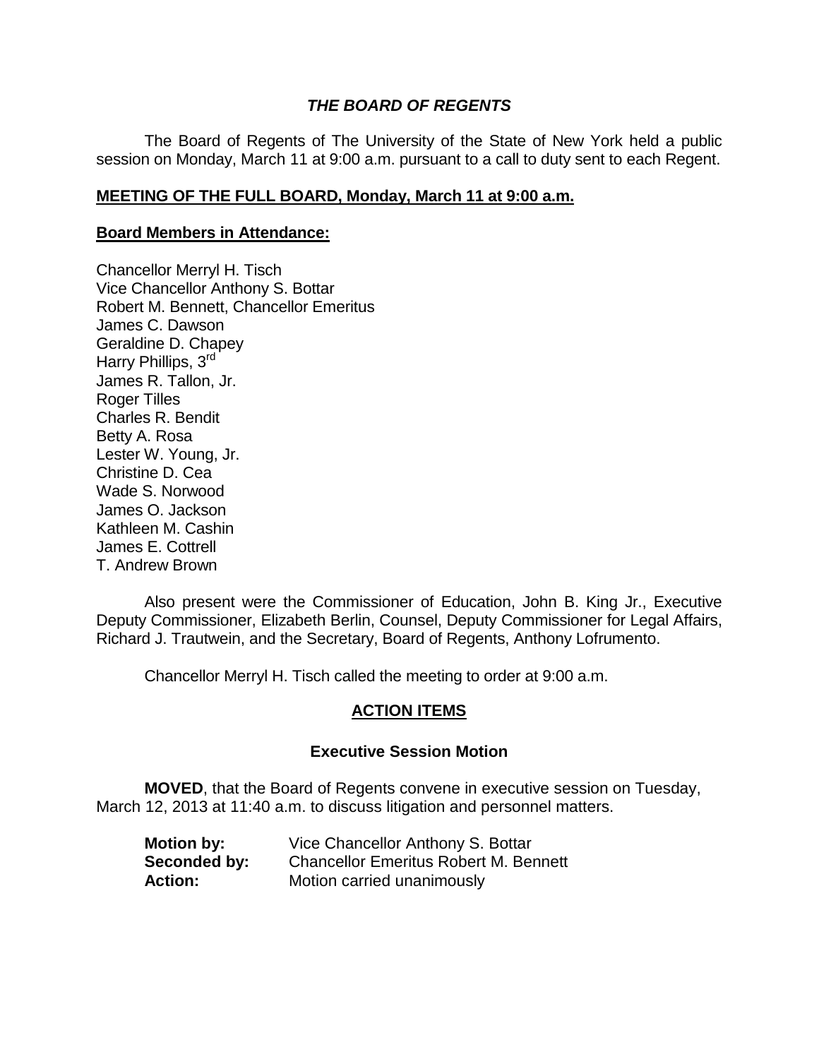### *THE BOARD OF REGENTS*

The Board of Regents of The University of the State of New York held a public session on Monday, March 11 at 9:00 a.m. pursuant to a call to duty sent to each Regent.

**MEETING OF THE FULL BOARD, Monday, March 11 at 9:00 a.m.**

**Board Members in Attendance:**

Chancellor Merryl H. Tisch
Vice Chancellor Anthony S. Bottar
Robert M. Bennett, Chancellor Emeritus
James C. Dawson
Geraldine D. Chapey
Harry Phillips, 3rd
James R. Tallon, Jr.
Roger Tilles
Charles R. Bendit
Betty A. Rosa
Lester W. Young, Jr.
Christine D. Cea
Wade S. Norwood
James O. Jackson
Kathleen M. Cashin
James E. Cottrell
T. Andrew Brown

Also present were the Commissioner of Education, John B. King Jr., Executive Deputy Commissioner, Elizabeth Berlin, Counsel, Deputy Commissioner for Legal Affairs, Richard J. Trautwein, and the Secretary, Board of Regents, Anthony Lofrumento.

Chancellor Merryl H. Tisch called the meeting to order at 9:00 a.m.

**ACTION ITEMS**

**Executive Session Motion**

**MOVED**, that the Board of Regents convene in executive session on Tuesday, March 12, 2013 at 11:40 a.m. to discuss litigation and personnel matters.

**Motion by:** Vice Chancellor Anthony S. Bottar
**Seconded by:** Chancellor Emeritus Robert M. Bennett
**Action:** Motion carried unanimously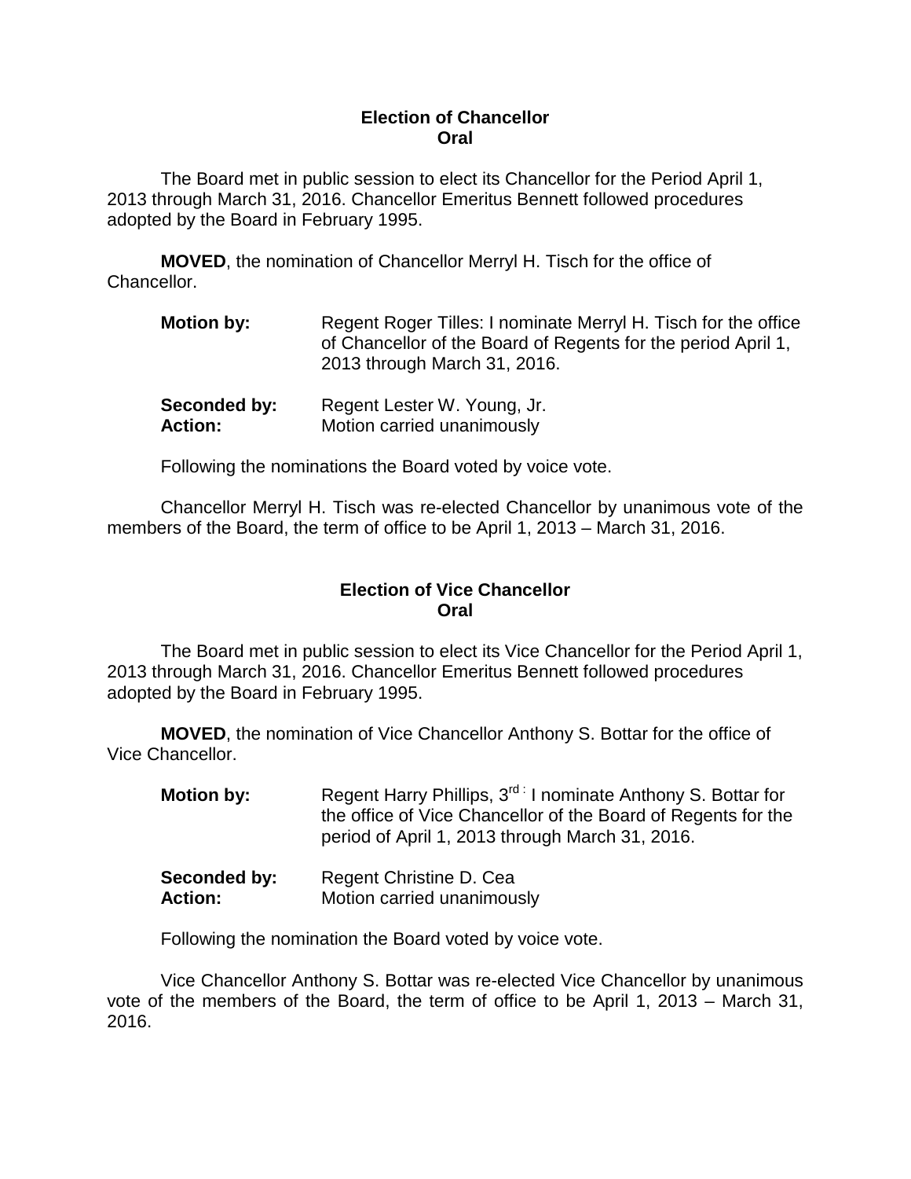**Election of Chancellor**
**Oral**

The Board met in public session to elect its Chancellor for the Period April 1, 2013 through March 31, 2016. Chancellor Emeritus Bennett followed procedures adopted by the Board in February 1995.

**MOVED**, the nomination of Chancellor Merryl H. Tisch for the office of Chancellor.

**Motion by:** Regent Roger Tilles: I nominate Merryl H. Tisch for the office of Chancellor of the Board of Regents for the period April 1, 2013 through March 31, 2016.

**Seconded by:** Regent Lester W. Young, Jr.
**Action:** Motion carried unanimously

Following the nominations the Board voted by voice vote.

Chancellor Merryl H. Tisch was re-elected Chancellor by unanimous vote of the members of the Board, the term of office to be April 1, 2013 – March 31, 2016.

**Election of Vice Chancellor**
**Oral**

The Board met in public session to elect its Vice Chancellor for the Period April 1, 2013 through March 31, 2016. Chancellor Emeritus Bennett followed procedures adopted by the Board in February 1995.

**MOVED**, the nomination of Vice Chancellor Anthony S. Bottar for the office of Vice Chancellor.

**Motion by:** Regent Harry Phillips, 3rd : I nominate Anthony S. Bottar for the office of Vice Chancellor of the Board of Regents for the period of April 1, 2013 through March 31, 2016.

**Seconded by:** Regent Christine D. Cea
**Action:** Motion carried unanimously

Following the nomination the Board voted by voice vote.

Vice Chancellor Anthony S. Bottar was re-elected Vice Chancellor by unanimous vote of the members of the Board, the term of office to be April 1, 2013 – March 31, 2016.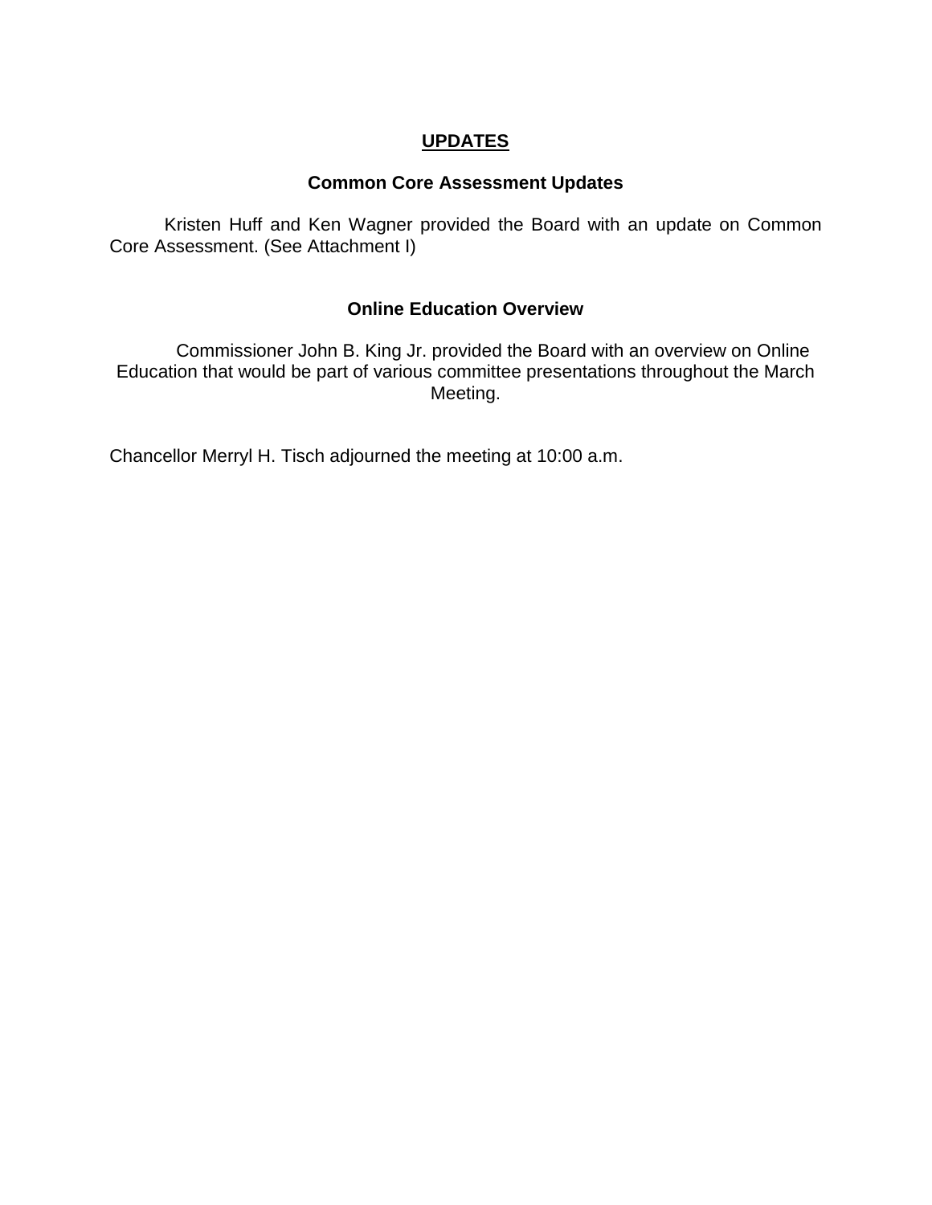## UPDATES

### Common Core Assessment Updates

Kristen Huff and Ken Wagner provided the Board with an update on Common Core Assessment. (See Attachment I)

### Online Education Overview

Commissioner John B. King Jr. provided the Board with an overview on Online Education that would be part of various committee presentations throughout the March Meeting.

Chancellor Merryl H. Tisch adjourned the meeting at 10:00 a.m.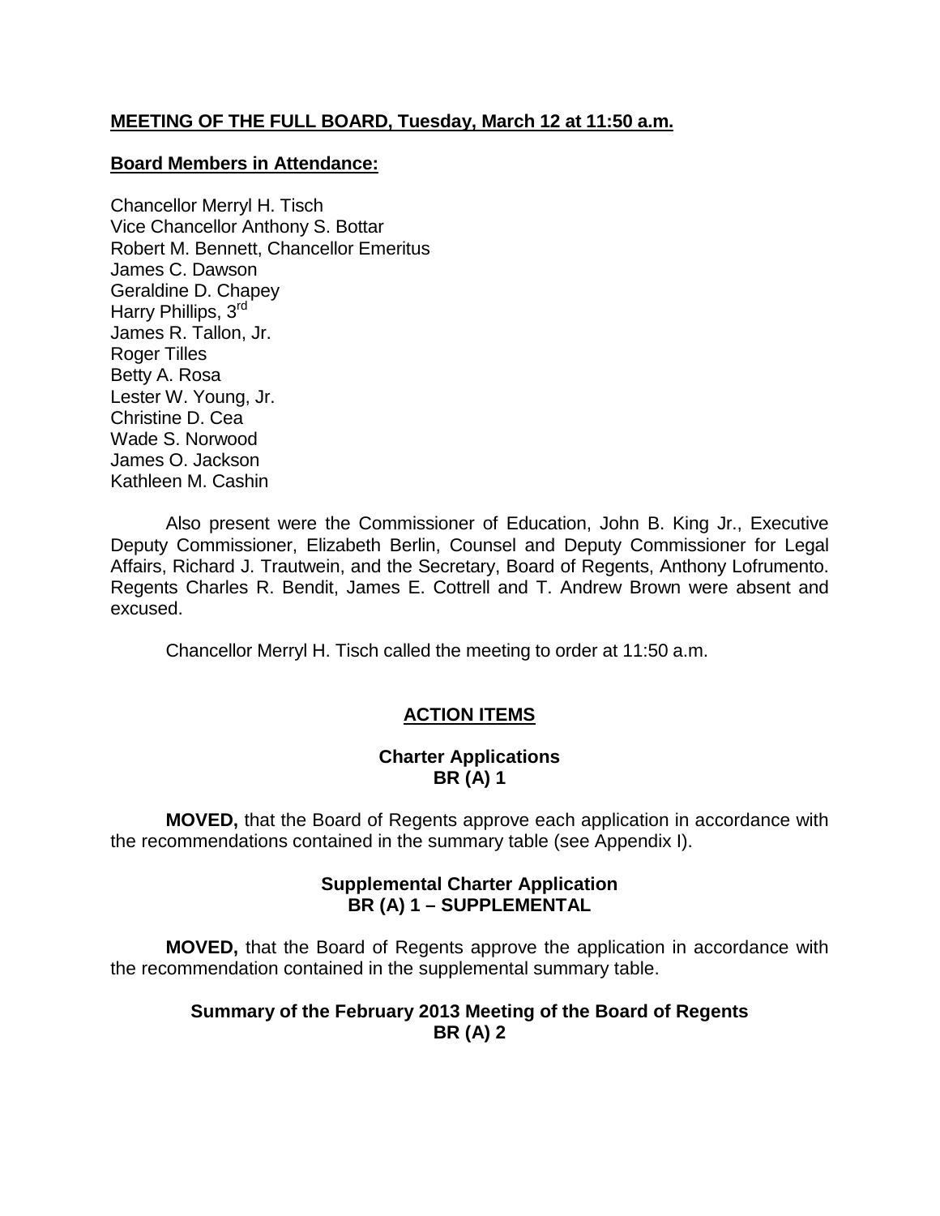**MEETING OF THE FULL BOARD, Tuesday, March 12 at 11:50 a.m.**

**Board Members in Attendance:**

Chancellor Merryl H. Tisch
Vice Chancellor Anthony S. Bottar
Robert M. Bennett, Chancellor Emeritus
James C. Dawson
Geraldine D. Chapey
Harry Phillips, 3rd
James R. Tallon, Jr.
Roger Tilles
Betty A. Rosa
Lester W. Young, Jr.
Christine D. Cea
Wade S. Norwood
James O. Jackson
Kathleen M. Cashin

Also present were the Commissioner of Education, John B. King Jr., Executive Deputy Commissioner, Elizabeth Berlin, Counsel and Deputy Commissioner for Legal Affairs, Richard J. Trautwein, and the Secretary, Board of Regents, Anthony Lofrumento. Regents Charles R. Bendit, James E. Cottrell and T. Andrew Brown were absent and excused.

Chancellor Merryl H. Tisch called the meeting to order at 11:50 a.m.

## ACTION ITEMS

### Charter Applications
### BR (A) 1

**MOVED,** that the Board of Regents approve each application in accordance with the recommendations contained in the summary table (see Appendix I).

### Supplemental Charter Application
### BR (A) 1 – SUPPLEMENTAL

**MOVED,** that the Board of Regents approve the application in accordance with the recommendation contained in the supplemental summary table.

### Summary of the February 2013 Meeting of the Board of Regents
### BR (A) 2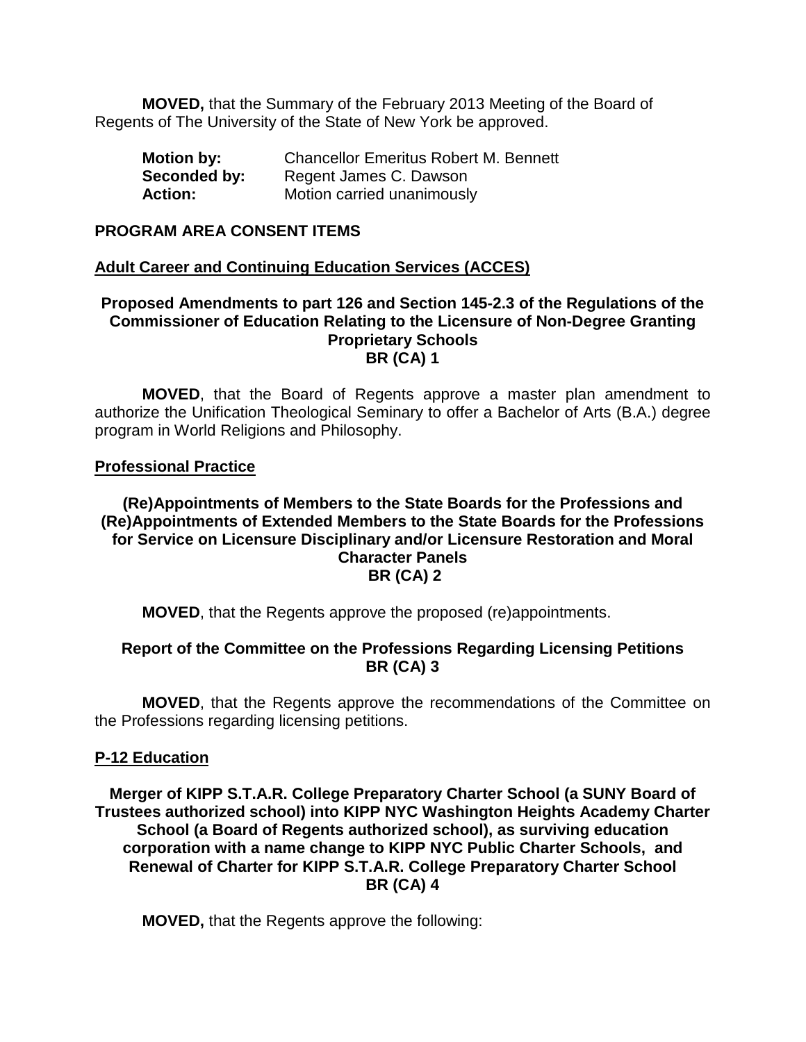**MOVED,** that the Summary of the February 2013 Meeting of the Board of Regents of The University of the State of New York be approved.

| | |
|---|---|
| **Motion by:** | Chancellor Emeritus Robert M. Bennett |
| **Seconded by:** | Regent James C. Dawson |
| **Action:** | Motion carried unanimously |

## PROGRAM AREA CONSENT ITEMS

### Adult Career and Continuing Education Services (ACCES)

**Proposed Amendments to part 126 and Section 145-2.3 of the Regulations of the Commissioner of Education Relating to the Licensure of Non-Degree Granting Proprietary Schools**
**BR (CA) 1**

**MOVED**, that the Board of Regents approve a master plan amendment to authorize the Unification Theological Seminary to offer a Bachelor of Arts (B.A.) degree program in World Religions and Philosophy.

### Professional Practice

**(Re)Appointments of Members to the State Boards for the Professions and (Re)Appointments of Extended Members to the State Boards for the Professions for Service on Licensure Disciplinary and/or Licensure Restoration and Moral Character Panels**
**BR (CA) 2**

**MOVED**, that the Regents approve the proposed (re)appointments.

**Report of the Committee on the Professions Regarding Licensing Petitions**
**BR (CA) 3**

**MOVED**, that the Regents approve the recommendations of the Committee on the Professions regarding licensing petitions.

### P-12 Education

**Merger of KIPP S.T.A.R. College Preparatory Charter School (a SUNY Board of Trustees authorized school) into KIPP NYC Washington Heights Academy Charter School (a Board of Regents authorized school), as surviving education corporation with a name change to KIPP NYC Public Charter Schools, and Renewal of Charter for KIPP S.T.A.R. College Preparatory Charter School**
**BR (CA) 4**

**MOVED,** that the Regents approve the following: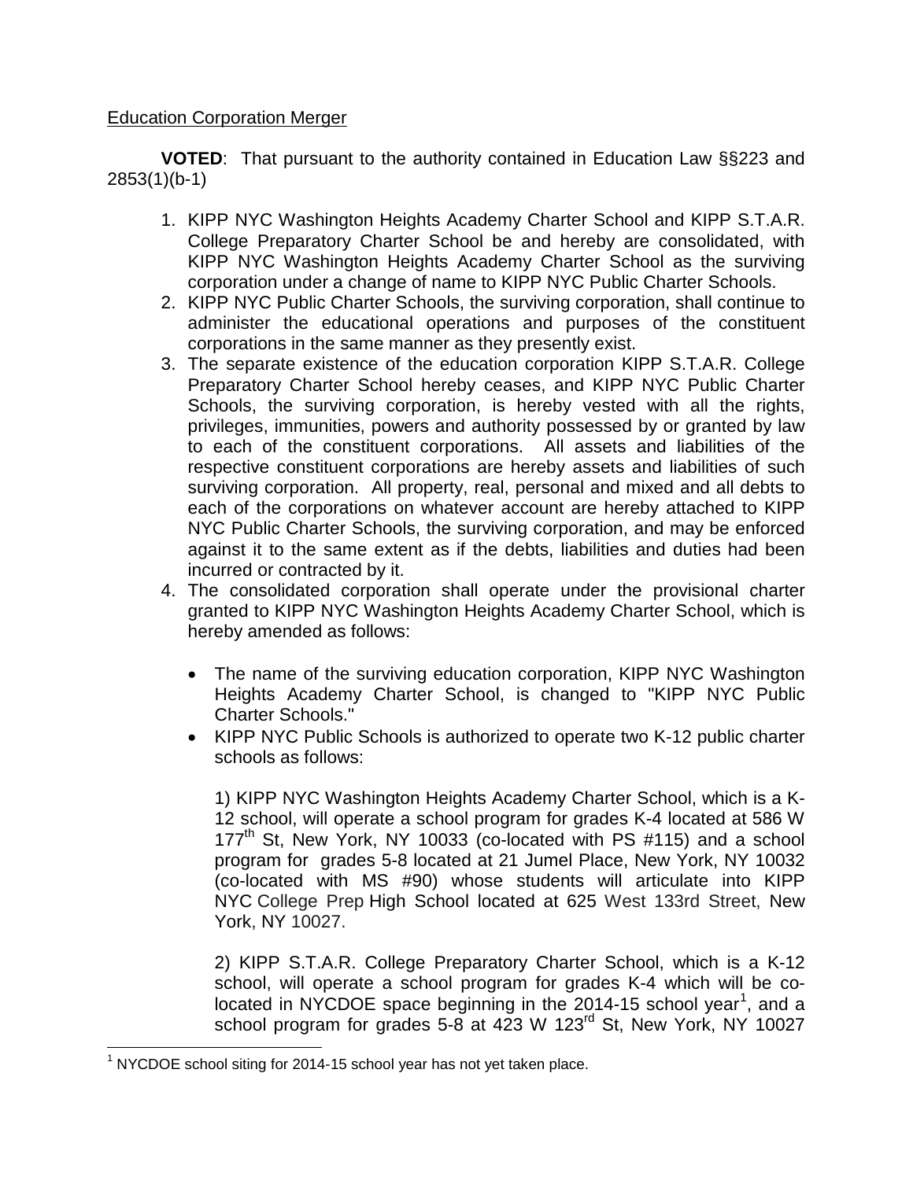Education Corporation Merger

**VOTED**: That pursuant to the authority contained in Education Law §§223 and 2853(1)(b-1)

1. KIPP NYC Washington Heights Academy Charter School and KIPP S.T.A.R. College Preparatory Charter School be and hereby are consolidated, with KIPP NYC Washington Heights Academy Charter School as the surviving corporation under a change of name to KIPP NYC Public Charter Schools.
2. KIPP NYC Public Charter Schools, the surviving corporation, shall continue to administer the educational operations and purposes of the constituent corporations in the same manner as they presently exist.
3. The separate existence of the education corporation KIPP S.T.A.R. College Preparatory Charter School hereby ceases, and KIPP NYC Public Charter Schools, the surviving corporation, is hereby vested with all the rights, privileges, immunities, powers and authority possessed by or granted by law to each of the constituent corporations. All assets and liabilities of the respective constituent corporations are hereby assets and liabilities of such surviving corporation. All property, real, personal and mixed and all debts to each of the corporations on whatever account are hereby attached to KIPP NYC Public Charter Schools, the surviving corporation, and may be enforced against it to the same extent as if the debts, liabilities and duties had been incurred or contracted by it.
4. The consolidated corporation shall operate under the provisional charter granted to KIPP NYC Washington Heights Academy Charter School, which is hereby amended as follows:

   - The name of the surviving education corporation, KIPP NYC Washington Heights Academy Charter School, is changed to "KIPP NYC Public Charter Schools."
   - KIPP NYC Public Schools is authorized to operate two K-12 public charter schools as follows:

     1) KIPP NYC Washington Heights Academy Charter School, which is a K-12 school, will operate a school program for grades K-4 located at 586 W 177th St, New York, NY 10033 (co-located with PS #115) and a school program for grades 5-8 located at 21 Jumel Place, New York, NY 10032 (co-located with MS #90) whose students will articulate into KIPP NYC College Prep High School located at 625 West 133rd Street, New York, NY 10027.

     2) KIPP S.T.A.R. College Preparatory Charter School, which is a K-12 school, will operate a school program for grades K-4 which will be co-located in NYCDOE space beginning in the 2014-15 school year[1], and a school program for grades 5-8 at 423 W 123rd St, New York, NY 10027

[1] NYCDOE school siting for 2014-15 school year has not yet taken place.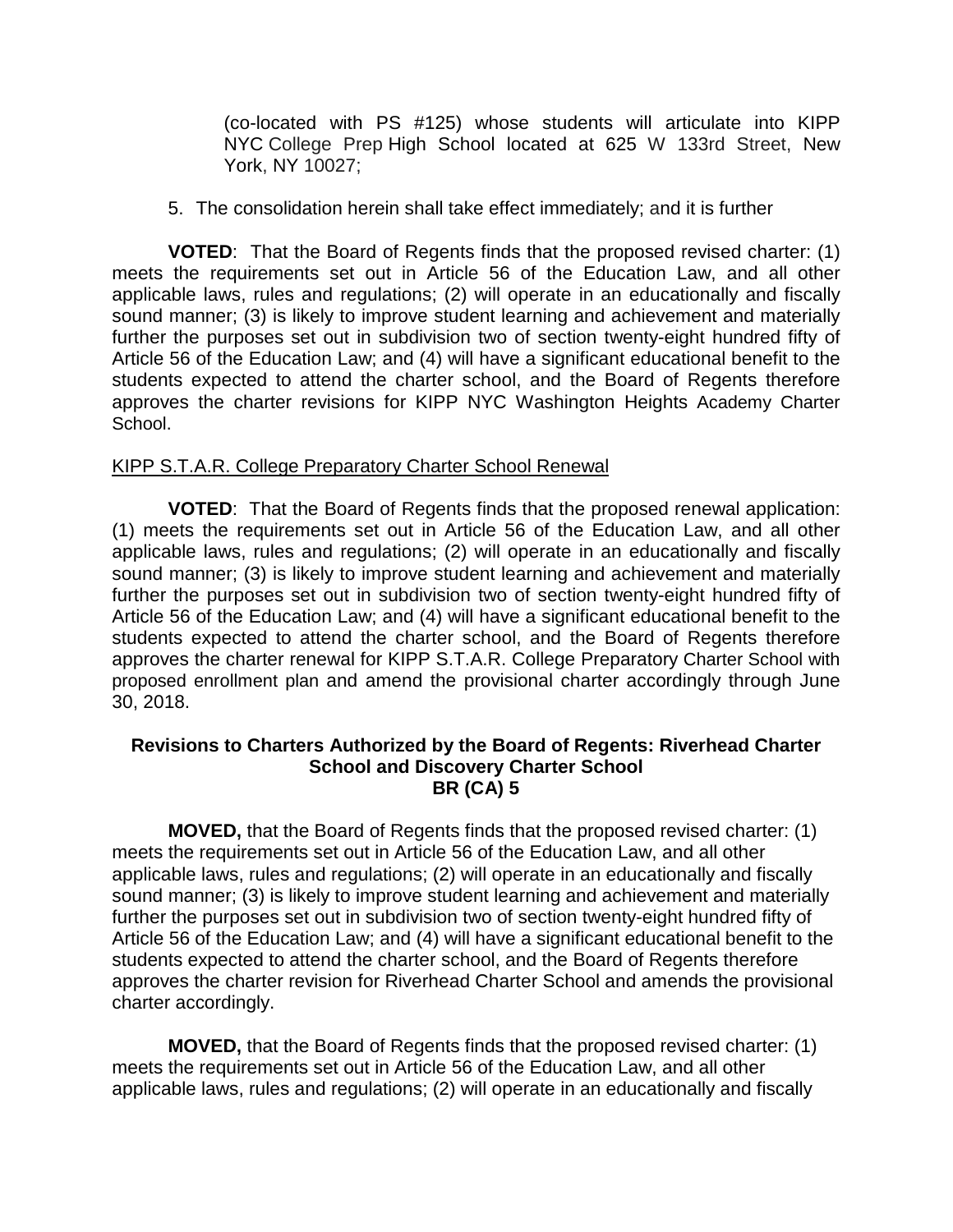(co-located with PS #125) whose students will articulate into KIPP NYC College Prep High School located at 625 W 133rd Street, New York, NY 10027;

5. The consolidation herein shall take effect immediately; and it is further

**VOTED**: That the Board of Regents finds that the proposed revised charter: (1) meets the requirements set out in Article 56 of the Education Law, and all other applicable laws, rules and regulations; (2) will operate in an educationally and fiscally sound manner; (3) is likely to improve student learning and achievement and materially further the purposes set out in subdivision two of section twenty-eight hundred fifty of Article 56 of the Education Law; and (4) will have a significant educational benefit to the students expected to attend the charter school, and the Board of Regents therefore approves the charter revisions for KIPP NYC Washington Heights Academy Charter School.

<u>KIPP S.T.A.R. College Preparatory Charter School Renewal</u>

**VOTED**: That the Board of Regents finds that the proposed renewal application: (1) meets the requirements set out in Article 56 of the Education Law, and all other applicable laws, rules and regulations; (2) will operate in an educationally and fiscally sound manner; (3) is likely to improve student learning and achievement and materially further the purposes set out in subdivision two of section twenty-eight hundred fifty of Article 56 of the Education Law; and (4) will have a significant educational benefit to the students expected to attend the charter school, and the Board of Regents therefore approves the charter renewal for KIPP S.T.A.R. College Preparatory Charter School with proposed enrollment plan and amend the provisional charter accordingly through June 30, 2018.

**Revisions to Charters Authorized by the Board of Regents: Riverhead Charter School and Discovery Charter School**
**BR (CA) 5**

**MOVED,** that the Board of Regents finds that the proposed revised charter: (1) meets the requirements set out in Article 56 of the Education Law, and all other applicable laws, rules and regulations; (2) will operate in an educationally and fiscally sound manner; (3) is likely to improve student learning and achievement and materially further the purposes set out in subdivision two of section twenty-eight hundred fifty of Article 56 of the Education Law; and (4) will have a significant educational benefit to the students expected to attend the charter school, and the Board of Regents therefore approves the charter revision for Riverhead Charter School and amends the provisional charter accordingly.

**MOVED,** that the Board of Regents finds that the proposed revised charter: (1) meets the requirements set out in Article 56 of the Education Law, and all other applicable laws, rules and regulations; (2) will operate in an educationally and fiscally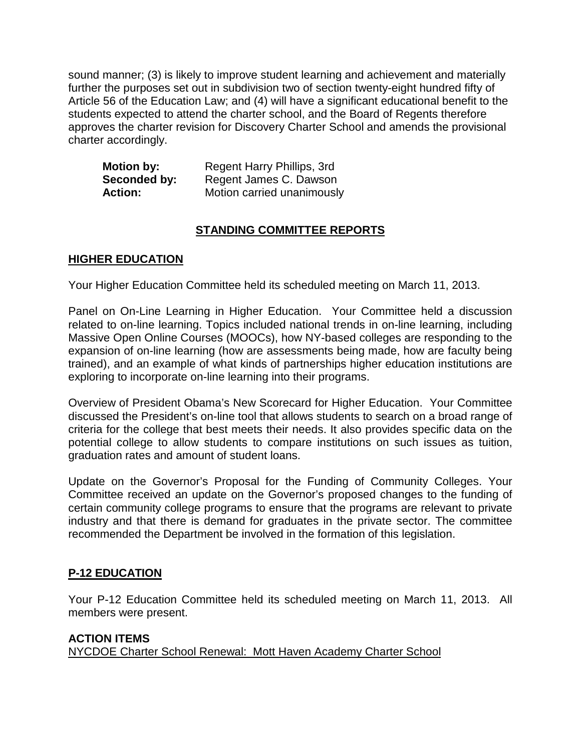sound manner; (3) is likely to improve student learning and achievement and materially further the purposes set out in subdivision two of section twenty-eight hundred fifty of Article 56 of the Education Law; and (4) will have a significant educational benefit to the students expected to attend the charter school, and the Board of Regents therefore approves the charter revision for Discovery Charter School and amends the provisional charter accordingly.

**Motion by:** Regent Harry Phillips, 3rd
**Seconded by:** Regent James C. Dawson
**Action:** Motion carried unanimously

## STANDING COMMITTEE REPORTS

### HIGHER EDUCATION

Your Higher Education Committee held its scheduled meeting on March 11, 2013.

Panel on On-Line Learning in Higher Education. Your Committee held a discussion related to on-line learning. Topics included national trends in on-line learning, including Massive Open Online Courses (MOOCs), how NY-based colleges are responding to the expansion of on-line learning (how are assessments being made, how are faculty being trained), and an example of what kinds of partnerships higher education institutions are exploring to incorporate on-line learning into their programs.

Overview of President Obama's New Scorecard for Higher Education. Your Committee discussed the President's on-line tool that allows students to search on a broad range of criteria for the college that best meets their needs. It also provides specific data on the potential college to allow students to compare institutions on such issues as tuition, graduation rates and amount of student loans.

Update on the Governor's Proposal for the Funding of Community Colleges. Your Committee received an update on the Governor's proposed changes to the funding of certain community college programs to ensure that the programs are relevant to private industry and that there is demand for graduates in the private sector. The committee recommended the Department be involved in the formation of this legislation.

### P-12 EDUCATION

Your P-12 Education Committee held its scheduled meeting on March 11, 2013. All members were present.

**ACTION ITEMS**

NYCDOE Charter School Renewal: Mott Haven Academy Charter School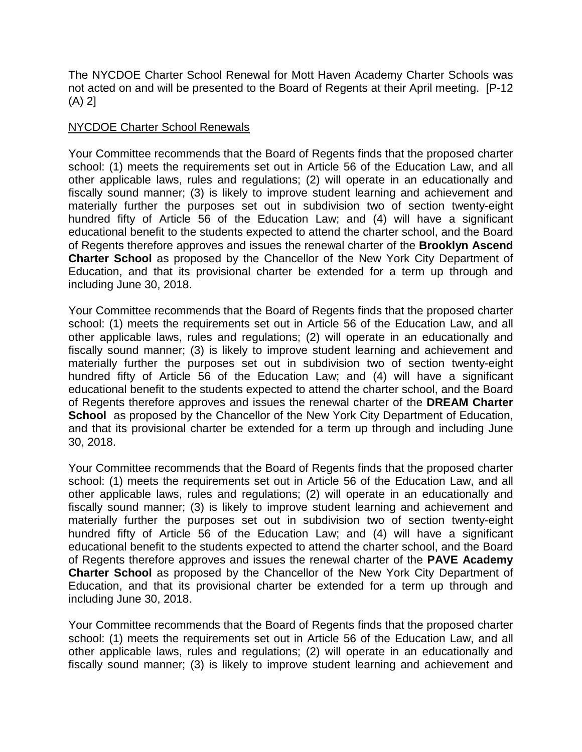The NYCDOE Charter School Renewal for Mott Haven Academy Charter Schools was not acted on and will be presented to the Board of Regents at their April meeting. [P-12 (A) 2]

<u>NYCDOE Charter School Renewals</u>

Your Committee recommends that the Board of Regents finds that the proposed charter school: (1) meets the requirements set out in Article 56 of the Education Law, and all other applicable laws, rules and regulations; (2) will operate in an educationally and fiscally sound manner; (3) is likely to improve student learning and achievement and materially further the purposes set out in subdivision two of section twenty-eight hundred fifty of Article 56 of the Education Law; and (4) will have a significant educational benefit to the students expected to attend the charter school, and the Board of Regents therefore approves and issues the renewal charter of the **Brooklyn Ascend Charter School** as proposed by the Chancellor of the New York City Department of Education, and that its provisional charter be extended for a term up through and including June 30, 2018.

Your Committee recommends that the Board of Regents finds that the proposed charter school: (1) meets the requirements set out in Article 56 of the Education Law, and all other applicable laws, rules and regulations; (2) will operate in an educationally and fiscally sound manner; (3) is likely to improve student learning and achievement and materially further the purposes set out in subdivision two of section twenty-eight hundred fifty of Article 56 of the Education Law; and (4) will have a significant educational benefit to the students expected to attend the charter school, and the Board of Regents therefore approves and issues the renewal charter of the **DREAM Charter School** as proposed by the Chancellor of the New York City Department of Education, and that its provisional charter be extended for a term up through and including June 30, 2018.

Your Committee recommends that the Board of Regents finds that the proposed charter school: (1) meets the requirements set out in Article 56 of the Education Law, and all other applicable laws, rules and regulations; (2) will operate in an educationally and fiscally sound manner; (3) is likely to improve student learning and achievement and materially further the purposes set out in subdivision two of section twenty-eight hundred fifty of Article 56 of the Education Law; and (4) will have a significant educational benefit to the students expected to attend the charter school, and the Board of Regents therefore approves and issues the renewal charter of the **PAVE Academy Charter School** as proposed by the Chancellor of the New York City Department of Education, and that its provisional charter be extended for a term up through and including June 30, 2018.

Your Committee recommends that the Board of Regents finds that the proposed charter school: (1) meets the requirements set out in Article 56 of the Education Law, and all other applicable laws, rules and regulations; (2) will operate in an educationally and fiscally sound manner; (3) is likely to improve student learning and achievement and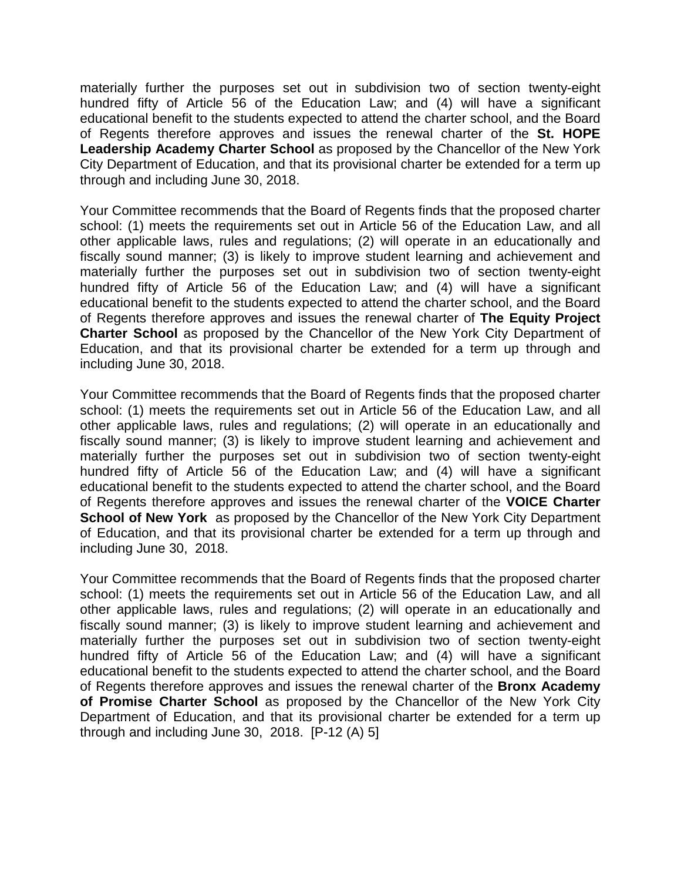materially further the purposes set out in subdivision two of section twenty-eight hundred fifty of Article 56 of the Education Law; and (4) will have a significant educational benefit to the students expected to attend the charter school, and the Board of Regents therefore approves and issues the renewal charter of the **St. HOPE Leadership Academy Charter School** as proposed by the Chancellor of the New York City Department of Education, and that its provisional charter be extended for a term up through and including June 30, 2018.

Your Committee recommends that the Board of Regents finds that the proposed charter school: (1) meets the requirements set out in Article 56 of the Education Law, and all other applicable laws, rules and regulations; (2) will operate in an educationally and fiscally sound manner; (3) is likely to improve student learning and achievement and materially further the purposes set out in subdivision two of section twenty-eight hundred fifty of Article 56 of the Education Law; and (4) will have a significant educational benefit to the students expected to attend the charter school, and the Board of Regents therefore approves and issues the renewal charter of **The Equity Project Charter School** as proposed by the Chancellor of the New York City Department of Education, and that its provisional charter be extended for a term up through and including June 30, 2018.

Your Committee recommends that the Board of Regents finds that the proposed charter school: (1) meets the requirements set out in Article 56 of the Education Law, and all other applicable laws, rules and regulations; (2) will operate in an educationally and fiscally sound manner; (3) is likely to improve student learning and achievement and materially further the purposes set out in subdivision two of section twenty-eight hundred fifty of Article 56 of the Education Law; and (4) will have a significant educational benefit to the students expected to attend the charter school, and the Board of Regents therefore approves and issues the renewal charter of the **VOICE Charter School of New York** as proposed by the Chancellor of the New York City Department of Education, and that its provisional charter be extended for a term up through and including June 30, 2018.

Your Committee recommends that the Board of Regents finds that the proposed charter school: (1) meets the requirements set out in Article 56 of the Education Law, and all other applicable laws, rules and regulations; (2) will operate in an educationally and fiscally sound manner; (3) is likely to improve student learning and achievement and materially further the purposes set out in subdivision two of section twenty-eight hundred fifty of Article 56 of the Education Law; and (4) will have a significant educational benefit to the students expected to attend the charter school, and the Board of Regents therefore approves and issues the renewal charter of the **Bronx Academy of Promise Charter School** as proposed by the Chancellor of the New York City Department of Education, and that its provisional charter be extended for a term up through and including June 30, 2018. [P-12 (A) 5]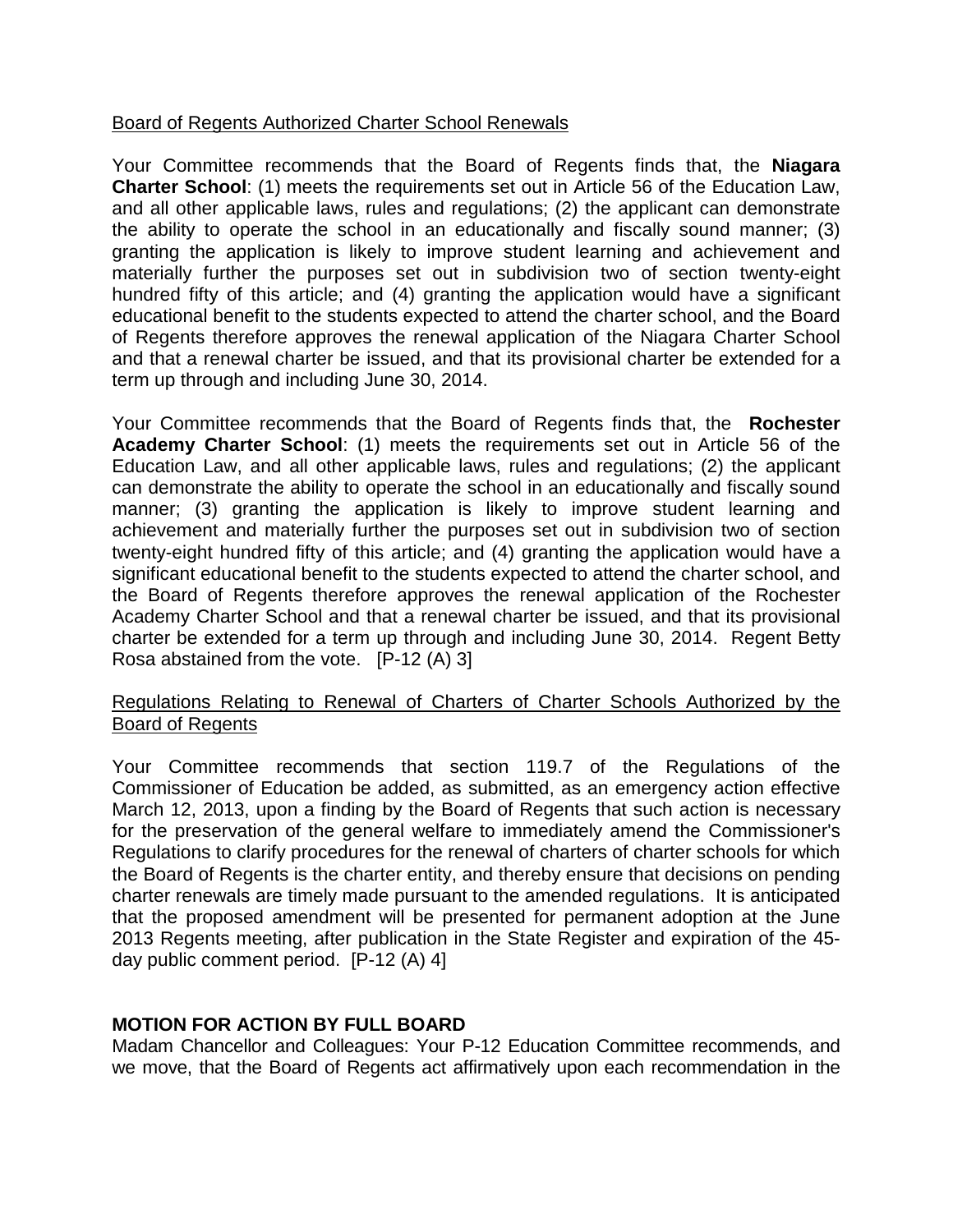Board of Regents Authorized Charter School Renewals

Your Committee recommends that the Board of Regents finds that, the **Niagara Charter School**: (1) meets the requirements set out in Article 56 of the Education Law, and all other applicable laws, rules and regulations; (2) the applicant can demonstrate the ability to operate the school in an educationally and fiscally sound manner; (3) granting the application is likely to improve student learning and achievement and materially further the purposes set out in subdivision two of section twenty-eight hundred fifty of this article; and (4) granting the application would have a significant educational benefit to the students expected to attend the charter school, and the Board of Regents therefore approves the renewal application of the Niagara Charter School and that a renewal charter be issued, and that its provisional charter be extended for a term up through and including June 30, 2014.

Your Committee recommends that the Board of Regents finds that, the **Rochester Academy Charter School**: (1) meets the requirements set out in Article 56 of the Education Law, and all other applicable laws, rules and regulations; (2) the applicant can demonstrate the ability to operate the school in an educationally and fiscally sound manner; (3) granting the application is likely to improve student learning and achievement and materially further the purposes set out in subdivision two of section twenty-eight hundred fifty of this article; and (4) granting the application would have a significant educational benefit to the students expected to attend the charter school, and the Board of Regents therefore approves the renewal application of the Rochester Academy Charter School and that a renewal charter be issued, and that its provisional charter be extended for a term up through and including June 30, 2014. Regent Betty Rosa abstained from the vote. [P-12 (A) 3]

Regulations Relating to Renewal of Charters of Charter Schools Authorized by the Board of Regents

Your Committee recommends that section 119.7 of the Regulations of the Commissioner of Education be added, as submitted, as an emergency action effective March 12, 2013, upon a finding by the Board of Regents that such action is necessary for the preservation of the general welfare to immediately amend the Commissioner's Regulations to clarify procedures for the renewal of charters of charter schools for which the Board of Regents is the charter entity, and thereby ensure that decisions on pending charter renewals are timely made pursuant to the amended regulations. It is anticipated that the proposed amendment will be presented for permanent adoption at the June 2013 Regents meeting, after publication in the State Register and expiration of the 45-day public comment period. [P-12 (A) 4]

**MOTION FOR ACTION BY FULL BOARD**

Madam Chancellor and Colleagues: Your P-12 Education Committee recommends, and we move, that the Board of Regents act affirmatively upon each recommendation in the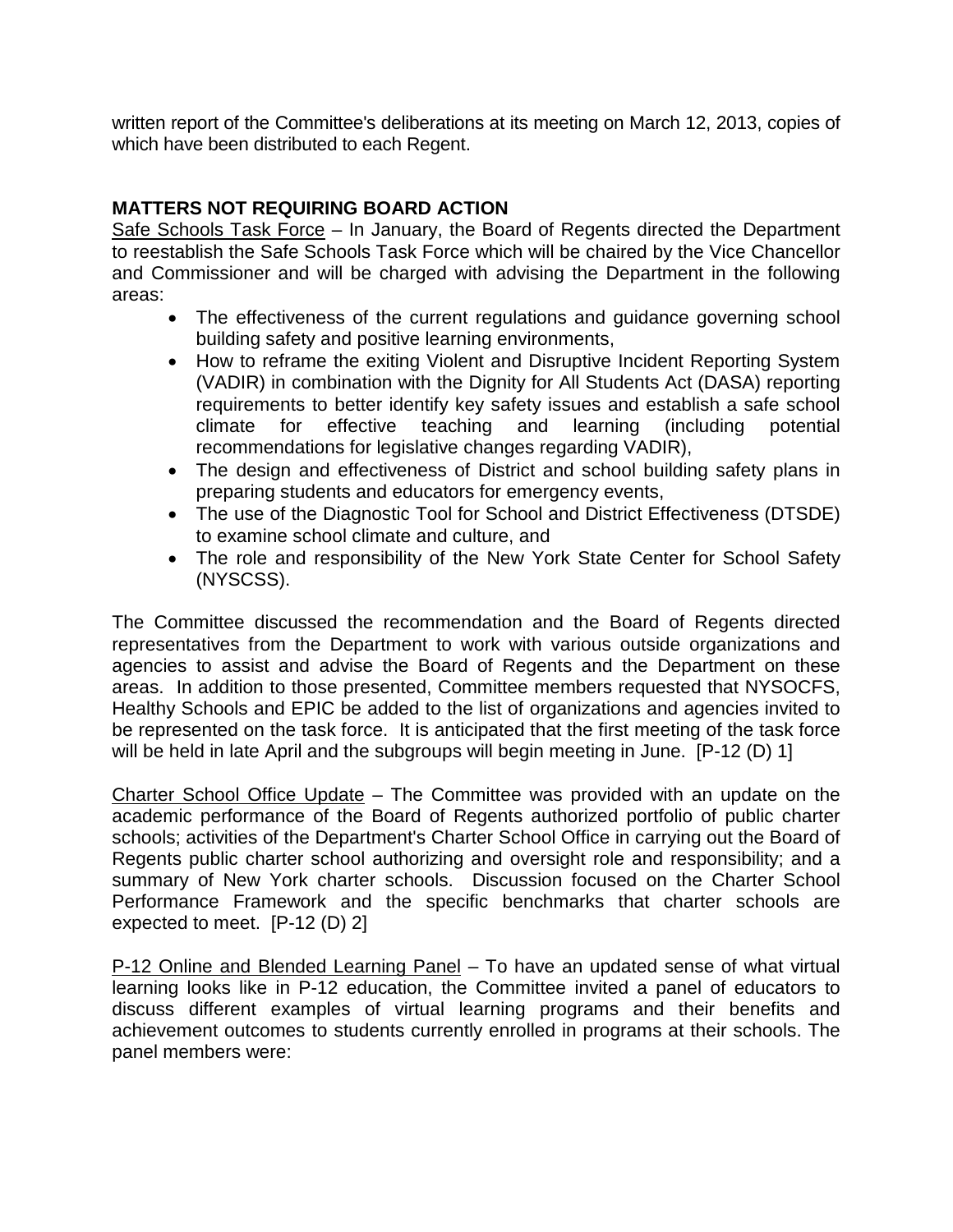written report of the Committee's deliberations at its meeting on March 12, 2013, copies of which have been distributed to each Regent.

**MATTERS NOT REQUIRING BOARD ACTION**

Safe Schools Task Force – In January, the Board of Regents directed the Department to reestablish the Safe Schools Task Force which will be chaired by the Vice Chancellor and Commissioner and will be charged with advising the Department in the following areas:

- The effectiveness of the current regulations and guidance governing school building safety and positive learning environments,
- How to reframe the exiting Violent and Disruptive Incident Reporting System (VADIR) in combination with the Dignity for All Students Act (DASA) reporting requirements to better identify key safety issues and establish a safe school climate for effective teaching and learning (including potential recommendations for legislative changes regarding VADIR),
- The design and effectiveness of District and school building safety plans in preparing students and educators for emergency events,
- The use of the Diagnostic Tool for School and District Effectiveness (DTSDE) to examine school climate and culture, and
- The role and responsibility of the New York State Center for School Safety (NYSCSS).

The Committee discussed the recommendation and the Board of Regents directed representatives from the Department to work with various outside organizations and agencies to assist and advise the Board of Regents and the Department on these areas. In addition to those presented, Committee members requested that NYSOCFS, Healthy Schools and EPIC be added to the list of organizations and agencies invited to be represented on the task force. It is anticipated that the first meeting of the task force will be held in late April and the subgroups will begin meeting in June. [P-12 (D) 1]

Charter School Office Update – The Committee was provided with an update on the academic performance of the Board of Regents authorized portfolio of public charter schools; activities of the Department's Charter School Office in carrying out the Board of Regents public charter school authorizing and oversight role and responsibility; and a summary of New York charter schools. Discussion focused on the Charter School Performance Framework and the specific benchmarks that charter schools are expected to meet. [P-12 (D) 2]

P-12 Online and Blended Learning Panel – To have an updated sense of what virtual learning looks like in P-12 education, the Committee invited a panel of educators to discuss different examples of virtual learning programs and their benefits and achievement outcomes to students currently enrolled in programs at their schools. The panel members were: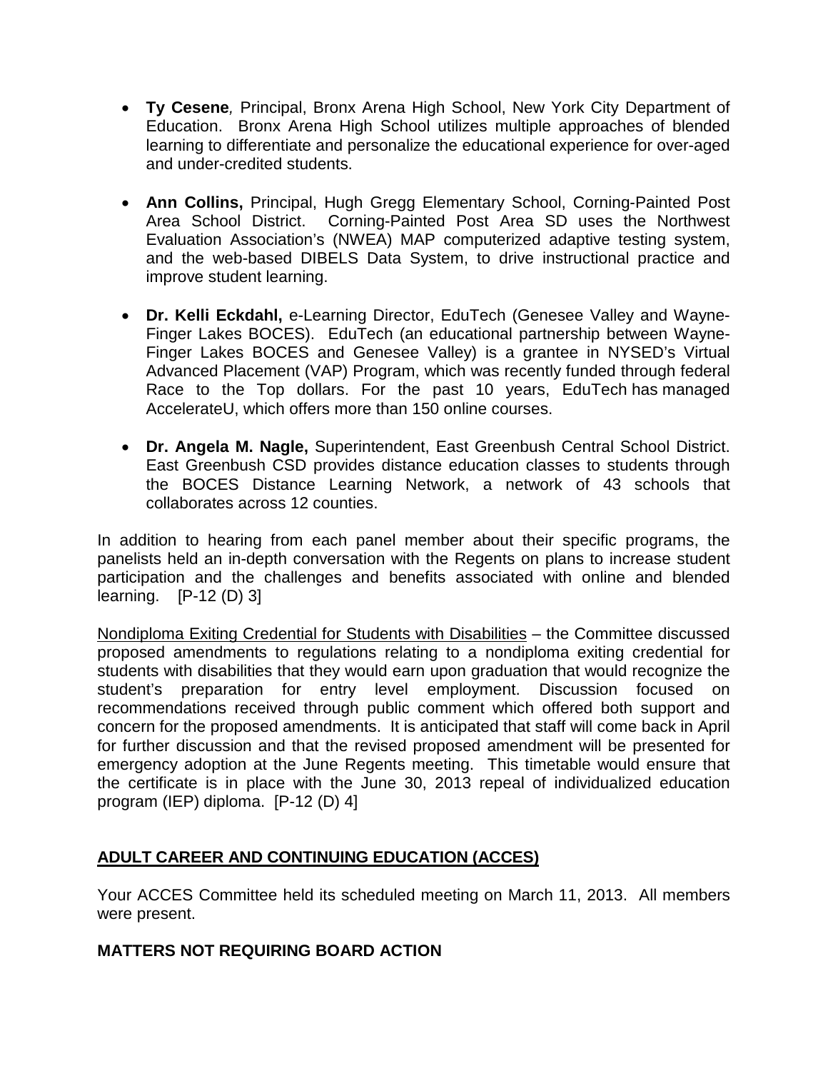- **Ty Cesene***,* Principal, Bronx Arena High School, New York City Department of Education. Bronx Arena High School utilizes multiple approaches of blended learning to differentiate and personalize the educational experience for over-aged and under-credited students.

- **Ann Collins,** Principal, Hugh Gregg Elementary School, Corning-Painted Post Area School District. Corning-Painted Post Area SD uses the Northwest Evaluation Association's (NWEA) MAP computerized adaptive testing system, and the web-based DIBELS Data System, to drive instructional practice and improve student learning.

- **Dr. Kelli Eckdahl,** e-Learning Director, EduTech (Genesee Valley and Wayne-Finger Lakes BOCES). EduTech (an educational partnership between Wayne-Finger Lakes BOCES and Genesee Valley) is a grantee in NYSED's Virtual Advanced Placement (VAP) Program, which was recently funded through federal Race to the Top dollars. For the past 10 years, EduTech has managed AccelerateU, which offers more than 150 online courses.

- **Dr. Angela M. Nagle,** Superintendent, East Greenbush Central School District. East Greenbush CSD provides distance education classes to students through the BOCES Distance Learning Network, a network of 43 schools that collaborates across 12 counties.

In addition to hearing from each panel member about their specific programs, the panelists held an in-depth conversation with the Regents on plans to increase student participation and the challenges and benefits associated with online and blended learning. [P-12 (D) 3]

<u>Nondiploma Exiting Credential for Students with Disabilities</u> – the Committee discussed proposed amendments to regulations relating to a nondiploma exiting credential for students with disabilities that they would earn upon graduation that would recognize the student's preparation for entry level employment. Discussion focused on recommendations received through public comment which offered both support and concern for the proposed amendments. It is anticipated that staff will come back in April for further discussion and that the revised proposed amendment will be presented for emergency adoption at the June Regents meeting. This timetable would ensure that the certificate is in place with the June 30, 2013 repeal of individualized education program (IEP) diploma. [P-12 (D) 4]

## <u>ADULT CAREER AND CONTINUING EDUCATION (ACCES)</u>

Your ACCES Committee held its scheduled meeting on March 11, 2013. All members were present.

## MATTERS NOT REQUIRING BOARD ACTION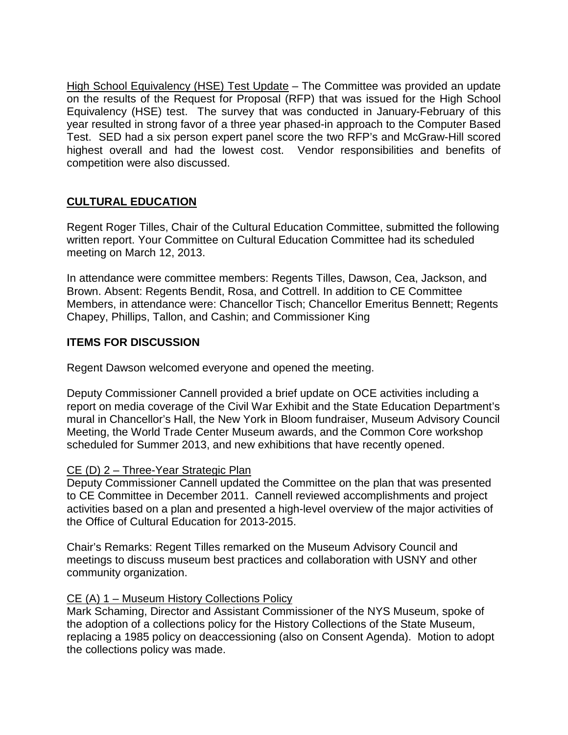High School Equivalency (HSE) Test Update – The Committee was provided an update on the results of the Request for Proposal (RFP) that was issued for the High School Equivalency (HSE) test. The survey that was conducted in January-February of this year resulted in strong favor of a three year phased-in approach to the Computer Based Test. SED had a six person expert panel score the two RFP's and McGraw-Hill scored highest overall and had the lowest cost. Vendor responsibilities and benefits of competition were also discussed.

## CULTURAL EDUCATION

Regent Roger Tilles, Chair of the Cultural Education Committee, submitted the following written report. Your Committee on Cultural Education Committee had its scheduled meeting on March 12, 2013.

In attendance were committee members: Regents Tilles, Dawson, Cea, Jackson, and Brown. Absent: Regents Bendit, Rosa, and Cottrell. In addition to CE Committee Members, in attendance were: Chancellor Tisch; Chancellor Emeritus Bennett; Regents Chapey, Phillips, Tallon, and Cashin; and Commissioner King

## ITEMS FOR DISCUSSION

Regent Dawson welcomed everyone and opened the meeting.

Deputy Commissioner Cannell provided a brief update on OCE activities including a report on media coverage of the Civil War Exhibit and the State Education Department's mural in Chancellor's Hall, the New York in Bloom fundraiser, Museum Advisory Council Meeting, the World Trade Center Museum awards, and the Common Core workshop scheduled for Summer 2013, and new exhibitions that have recently opened.

CE (D) 2 – Three-Year Strategic Plan
Deputy Commissioner Cannell updated the Committee on the plan that was presented to CE Committee in December 2011. Cannell reviewed accomplishments and project activities based on a plan and presented a high-level overview of the major activities of the Office of Cultural Education for 2013-2015.

Chair's Remarks: Regent Tilles remarked on the Museum Advisory Council and meetings to discuss museum best practices and collaboration with USNY and other community organization.

CE (A) 1 – Museum History Collections Policy
Mark Schaming, Director and Assistant Commissioner of the NYS Museum, spoke of the adoption of a collections policy for the History Collections of the State Museum, replacing a 1985 policy on deaccessioning (also on Consent Agenda). Motion to adopt the collections policy was made.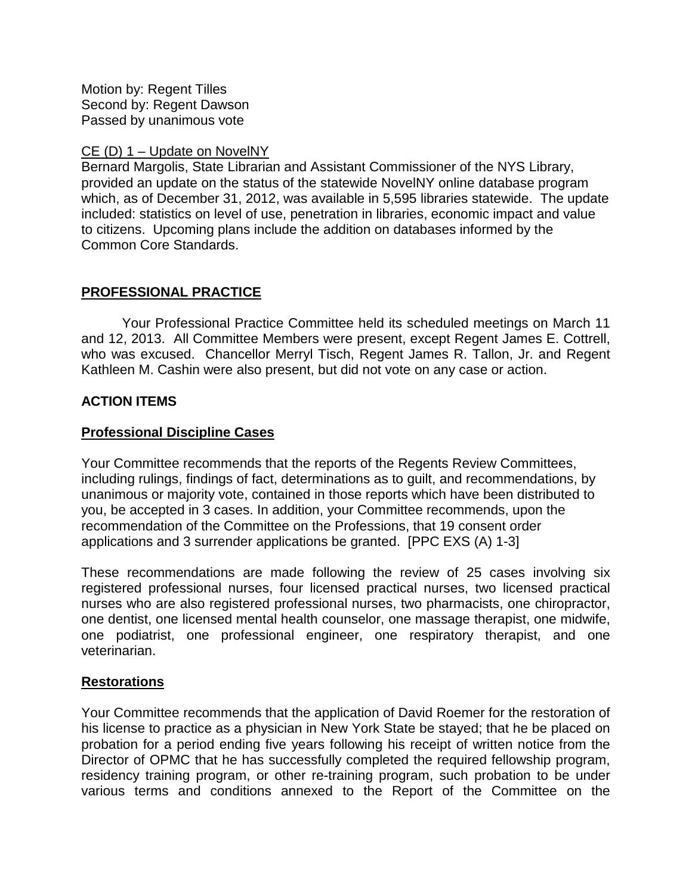Motion by: Regent Tilles
Second by: Regent Dawson
Passed by unanimous vote

CE (D) 1 – Update on NovelNY

Bernard Margolis, State Librarian and Assistant Commissioner of the NYS Library, provided an update on the status of the statewide NovelNY online database program which, as of December 31, 2012, was available in 5,595 libraries statewide. The update included: statistics on level of use, penetration in libraries, economic impact and value to citizens. Upcoming plans include the addition on databases informed by the Common Core Standards.

## PROFESSIONAL PRACTICE

Your Professional Practice Committee held its scheduled meetings on March 11 and 12, 2013. All Committee Members were present, except Regent James E. Cottrell, who was excused. Chancellor Merryl Tisch, Regent James R. Tallon, Jr. and Regent Kathleen M. Cashin were also present, but did not vote on any case or action.

### ACTION ITEMS

### Professional Discipline Cases

Your Committee recommends that the reports of the Regents Review Committees, including rulings, findings of fact, determinations as to guilt, and recommendations, by unanimous or majority vote, contained in those reports which have been distributed to you, be accepted in 3 cases. In addition, your Committee recommends, upon the recommendation of the Committee on the Professions, that 19 consent order applications and 3 surrender applications be granted. [PPC EXS (A) 1-3]

These recommendations are made following the review of 25 cases involving six registered professional nurses, four licensed practical nurses, two licensed practical nurses who are also registered professional nurses, two pharmacists, one chiropractor, one dentist, one licensed mental health counselor, one massage therapist, one midwife, one podiatrist, one professional engineer, one respiratory therapist, and one veterinarian.

### Restorations

Your Committee recommends that the application of David Roemer for the restoration of his license to practice as a physician in New York State be stayed; that he be placed on probation for a period ending five years following his receipt of written notice from the Director of OPMC that he has successfully completed the required fellowship program, residency training program, or other re-training program, such probation to be under various terms and conditions annexed to the Report of the Committee on the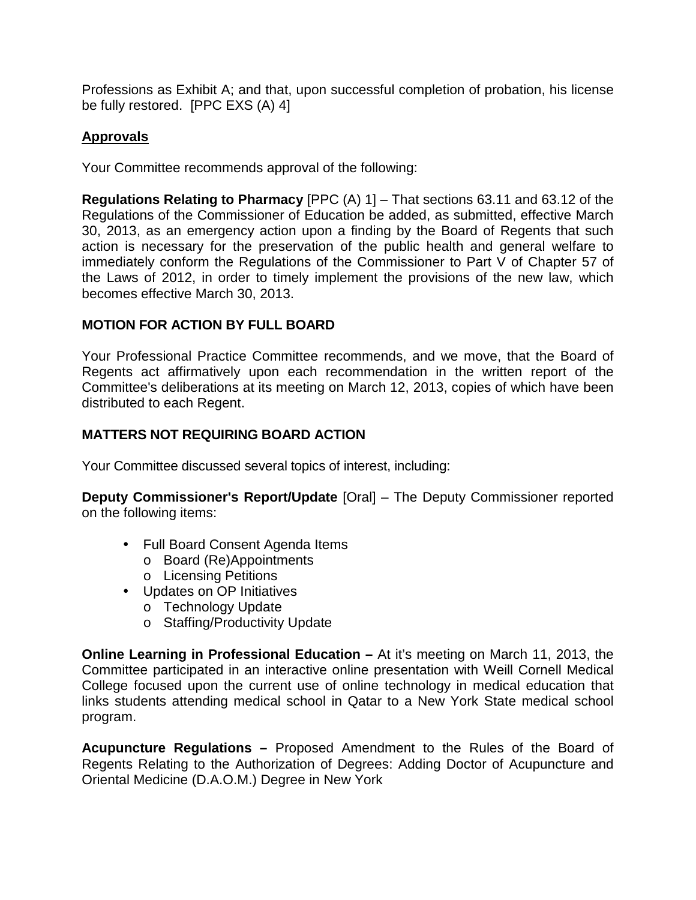Professions as Exhibit A; and that, upon successful completion of probation, his license be fully restored. [PPC EXS (A) 4]

## Approvals

Your Committee recommends approval of the following:

**Regulations Relating to Pharmacy** [PPC (A) 1] – That sections 63.11 and 63.12 of the Regulations of the Commissioner of Education be added, as submitted, effective March 30, 2013, as an emergency action upon a finding by the Board of Regents that such action is necessary for the preservation of the public health and general welfare to immediately conform the Regulations of the Commissioner to Part V of Chapter 57 of the Laws of 2012, in order to timely implement the provisions of the new law, which becomes effective March 30, 2013.

## MOTION FOR ACTION BY FULL BOARD

Your Professional Practice Committee recommends, and we move, that the Board of Regents act affirmatively upon each recommendation in the written report of the Committee's deliberations at its meeting on March 12, 2013, copies of which have been distributed to each Regent.

## MATTERS NOT REQUIRING BOARD ACTION

Your Committee discussed several topics of interest, including:

**Deputy Commissioner's Report/Update** [Oral] – The Deputy Commissioner reported on the following items:

- Full Board Consent Agenda Items
  - Board (Re)Appointments
  - Licensing Petitions
- Updates on OP Initiatives
  - Technology Update
  - Staffing/Productivity Update

**Online Learning in Professional Education –** At it's meeting on March 11, 2013, the Committee participated in an interactive online presentation with Weill Cornell Medical College focused upon the current use of online technology in medical education that links students attending medical school in Qatar to a New York State medical school program.

**Acupuncture Regulations –** Proposed Amendment to the Rules of the Board of Regents Relating to the Authorization of Degrees: Adding Doctor of Acupuncture and Oriental Medicine (D.A.O.M.) Degree in New York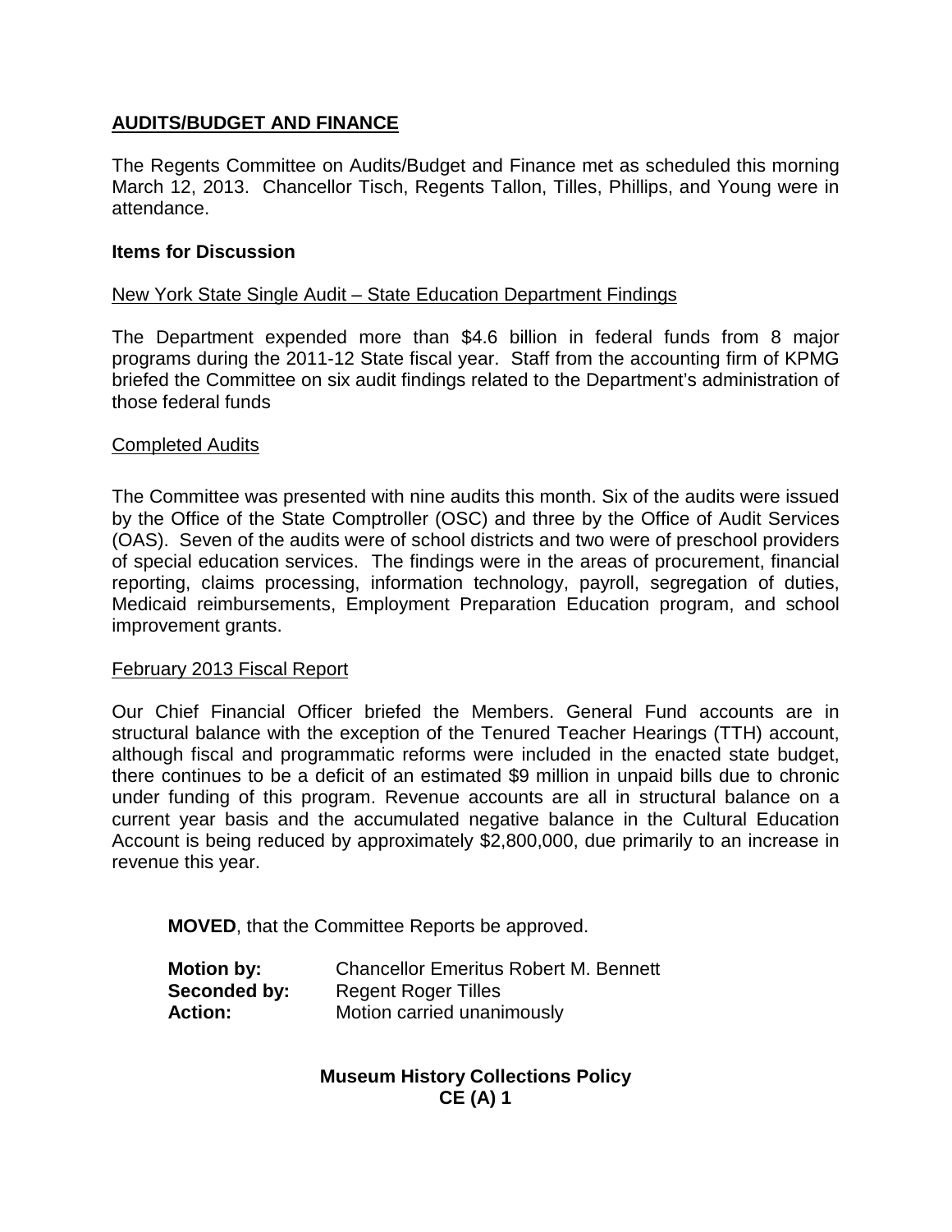## AUDITS/BUDGET AND FINANCE

The Regents Committee on Audits/Budget and Finance met as scheduled this morning March 12, 2013. Chancellor Tisch, Regents Tallon, Tilles, Phillips, and Young were in attendance.

### Items for Discussion

New York State Single Audit – State Education Department Findings

The Department expended more than $4.6 billion in federal funds from 8 major programs during the 2011-12 State fiscal year. Staff from the accounting firm of KPMG briefed the Committee on six audit findings related to the Department's administration of those federal funds

Completed Audits

The Committee was presented with nine audits this month. Six of the audits were issued by the Office of the State Comptroller (OSC) and three by the Office of Audit Services (OAS). Seven of the audits were of school districts and two were of preschool providers of special education services. The findings were in the areas of procurement, financial reporting, claims processing, information technology, payroll, segregation of duties, Medicaid reimbursements, Employment Preparation Education program, and school improvement grants.

February 2013 Fiscal Report

Our Chief Financial Officer briefed the Members. General Fund accounts are in structural balance with the exception of the Tenured Teacher Hearings (TTH) account, although fiscal and programmatic reforms were included in the enacted state budget, there continues to be a deficit of an estimated $9 million in unpaid bills due to chronic under funding of this program. Revenue accounts are all in structural balance on a current year basis and the accumulated negative balance in the Cultural Education Account is being reduced by approximately $2,800,000, due primarily to an increase in revenue this year.

**MOVED**, that the Committee Reports be approved.

**Motion by:** Chancellor Emeritus Robert M. Bennett
**Seconded by:** Regent Roger Tilles
**Action:** Motion carried unanimously

**Museum History Collections Policy**
**CE (A) 1**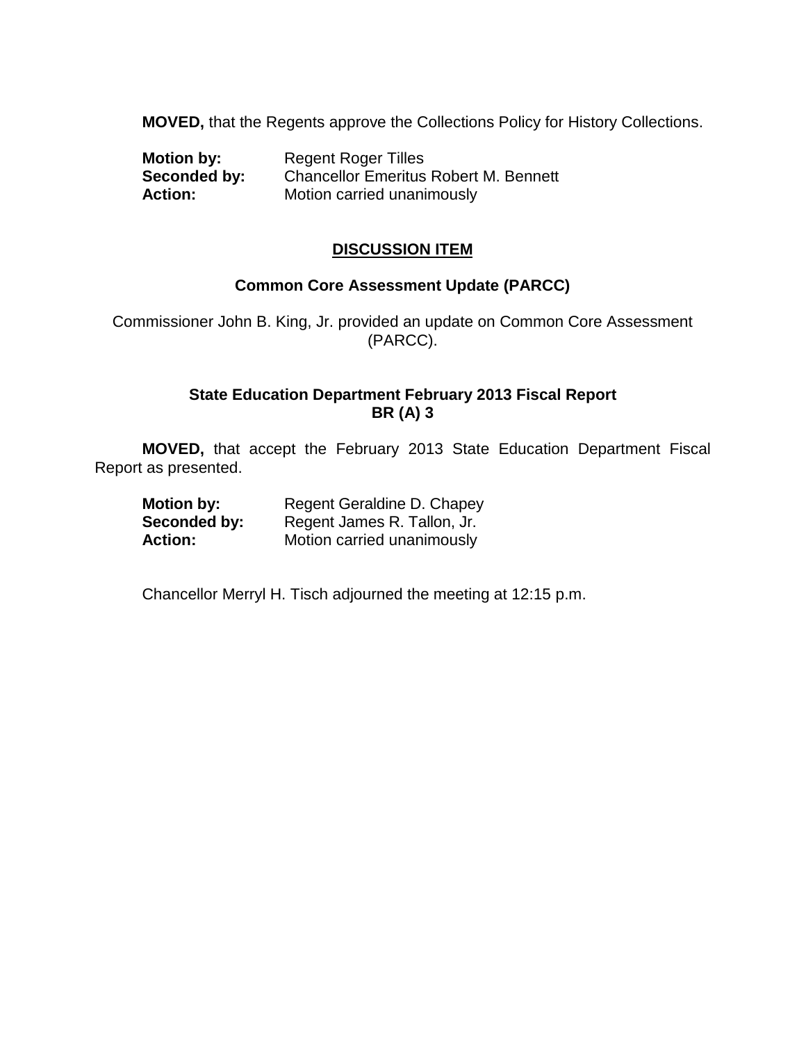**MOVED,** that the Regents approve the Collections Policy for History Collections.

**Motion by:** Regent Roger Tilles
**Seconded by:** Chancellor Emeritus Robert M. Bennett
**Action:** Motion carried unanimously

## DISCUSSION ITEM

### Common Core Assessment Update (PARCC)

Commissioner John B. King, Jr. provided an update on Common Core Assessment (PARCC).

### State Education Department February 2013 Fiscal Report BR (A) 3

**MOVED,** that accept the February 2013 State Education Department Fiscal Report as presented.

**Motion by:** Regent Geraldine D. Chapey
**Seconded by:** Regent James R. Tallon, Jr.
**Action:** Motion carried unanimously

Chancellor Merryl H. Tisch adjourned the meeting at 12:15 p.m.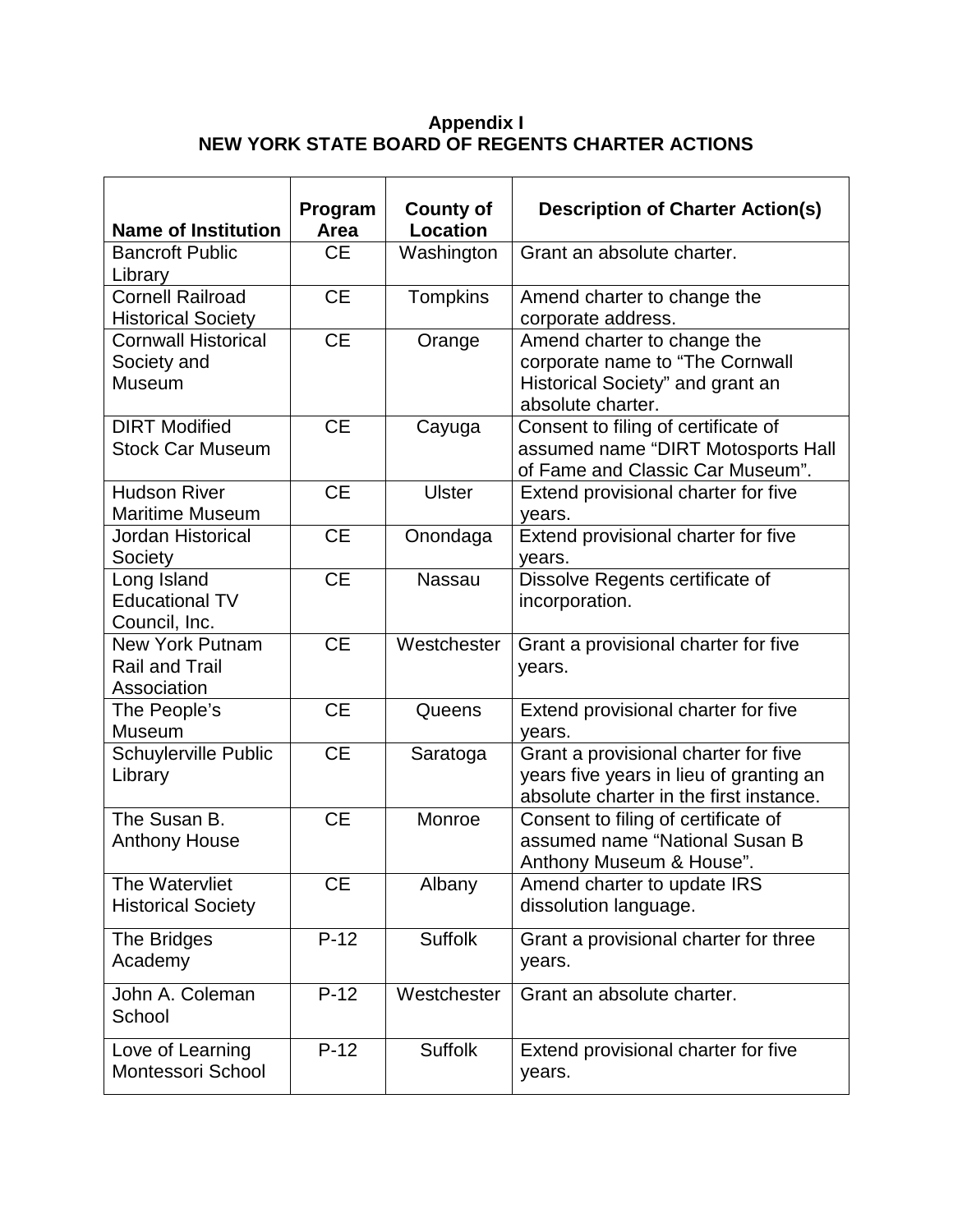# Appendix I
## NEW YORK STATE BOARD OF REGENTS CHARTER ACTIONS

| Name of Institution | Program Area | County of Location | Description of Charter Action(s) |
|---|---|---|---|
| Bancroft Public Library | CE | Washington | Grant an absolute charter. |
| Cornell Railroad Historical Society | CE | Tompkins | Amend charter to change the corporate address. |
| Cornwall Historical Society and Museum | CE | Orange | Amend charter to change the corporate name to “The Cornwall Historical Society” and grant an absolute charter. |
| DIRT Modified Stock Car Museum | CE | Cayuga | Consent to filing of certificate of assumed name “DIRT Motosports Hall of Fame and Classic Car Museum”. |
| Hudson River Maritime Museum | CE | Ulster | Extend provisional charter for five years. |
| Jordan Historical Society | CE | Onondaga | Extend provisional charter for five years. |
| Long Island Educational TV Council, Inc. | CE | Nassau | Dissolve Regents certificate of incorporation. |
| New York Putnam Rail and Trail Association | CE | Westchester | Grant a provisional charter for five years. |
| The People’s Museum | CE | Queens | Extend provisional charter for five years. |
| Schuylerville Public Library | CE | Saratoga | Grant a provisional charter for five years five years in lieu of granting an absolute charter in the first instance. |
| The Susan B. Anthony House | CE | Monroe | Consent to filing of certificate of assumed name “National Susan B Anthony Museum & House”. |
| The Watervliet Historical Society | CE | Albany | Amend charter to update IRS dissolution language. |
| The Bridges Academy | P-12 | Suffolk | Grant a provisional charter for three years. |
| John A. Coleman School | P-12 | Westchester | Grant an absolute charter. |
| Love of Learning Montessori School | P-12 | Suffolk | Extend provisional charter for five years. |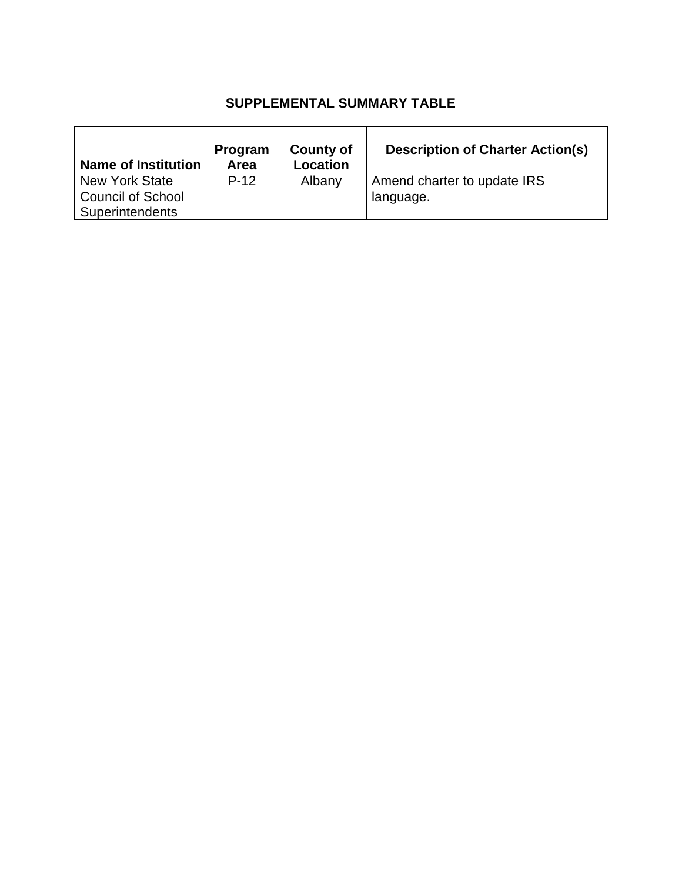## SUPPLEMENTAL SUMMARY TABLE

| Name of Institution | Program Area | County of Location | Description of Charter Action(s) |
|---|---|---|---|
| New York State Council of School Superintendents | P-12 | Albany | Amend charter to update IRS language. |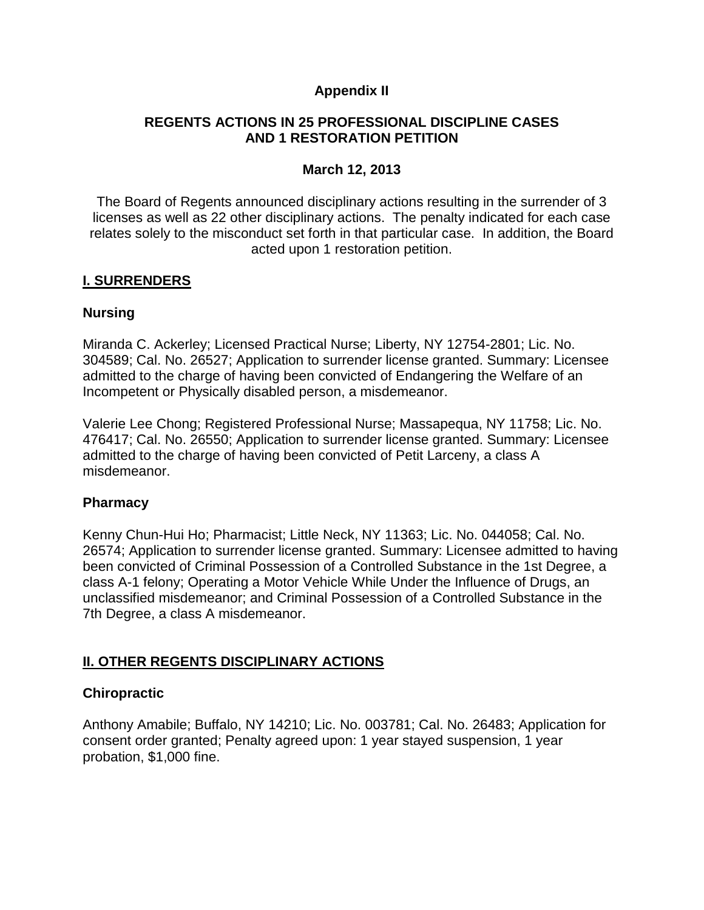**Appendix II**

**REGENTS ACTIONS IN 25 PROFESSIONAL DISCIPLINE CASES AND 1 RESTORATION PETITION**

**March 12, 2013**

The Board of Regents announced disciplinary actions resulting in the surrender of 3 licenses as well as 22 other disciplinary actions. The penalty indicated for each case relates solely to the misconduct set forth in that particular case. In addition, the Board acted upon 1 restoration petition.

## I. SURRENDERS

### Nursing

Miranda C. Ackerley; Licensed Practical Nurse; Liberty, NY 12754-2801; Lic. No. 304589; Cal. No. 26527; Application to surrender license granted. Summary: Licensee admitted to the charge of having been convicted of Endangering the Welfare of an Incompetent or Physically disabled person, a misdemeanor.

Valerie Lee Chong; Registered Professional Nurse; Massapequa, NY 11758; Lic. No. 476417; Cal. No. 26550; Application to surrender license granted. Summary: Licensee admitted to the charge of having been convicted of Petit Larceny, a class A misdemeanor.

### Pharmacy

Kenny Chun-Hui Ho; Pharmacist; Little Neck, NY 11363; Lic. No. 044058; Cal. No. 26574; Application to surrender license granted. Summary: Licensee admitted to having been convicted of Criminal Possession of a Controlled Substance in the 1st Degree, a class A-1 felony; Operating a Motor Vehicle While Under the Influence of Drugs, an unclassified misdemeanor; and Criminal Possession of a Controlled Substance in the 7th Degree, a class A misdemeanor.

## II. OTHER REGENTS DISCIPLINARY ACTIONS

### Chiropractic

Anthony Amabile; Buffalo, NY 14210; Lic. No. 003781; Cal. No. 26483; Application for consent order granted; Penalty agreed upon: 1 year stayed suspension, 1 year probation, $1,000 fine.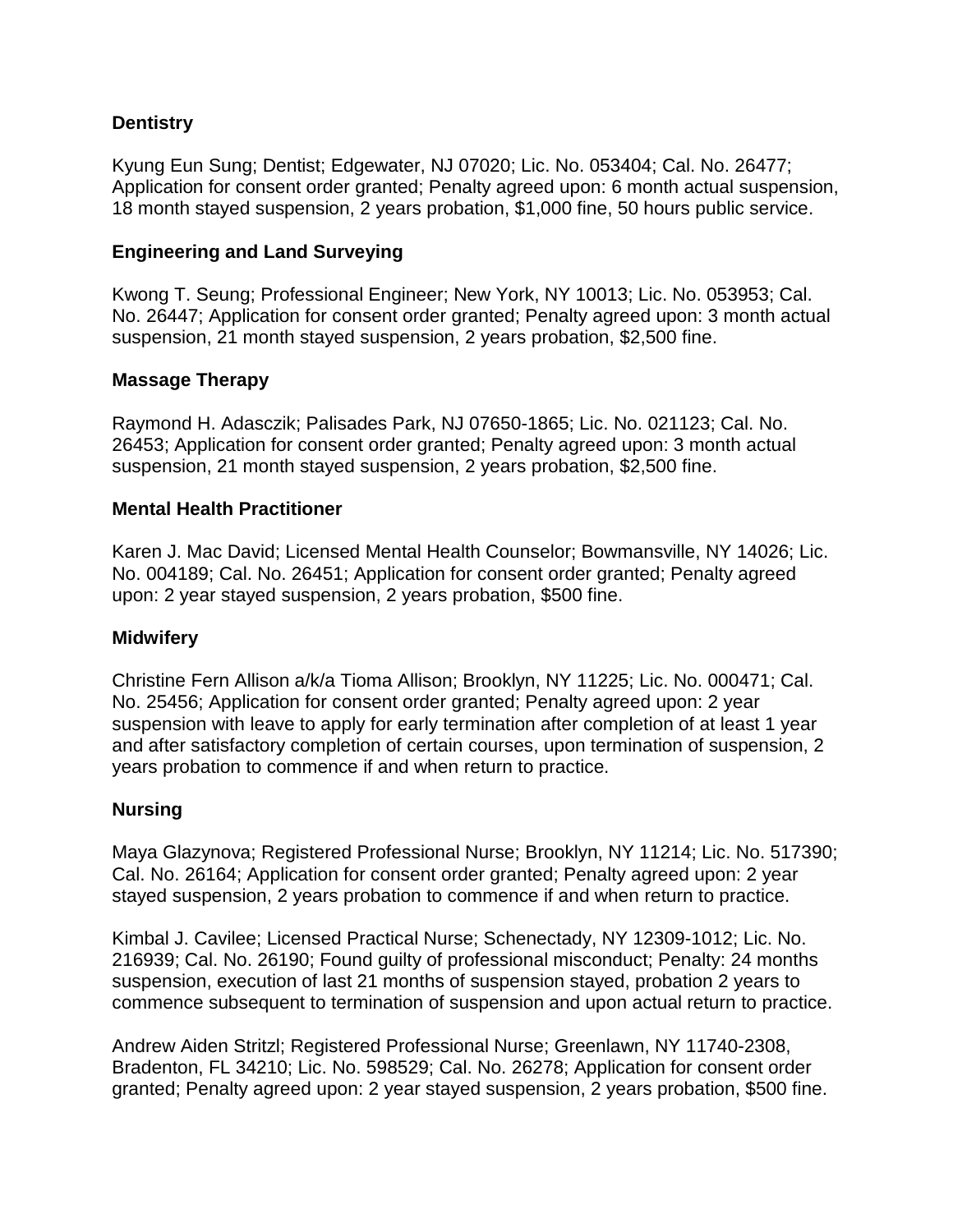**Dentistry**

Kyung Eun Sung; Dentist; Edgewater, NJ 07020; Lic. No. 053404; Cal. No. 26477; Application for consent order granted; Penalty agreed upon: 6 month actual suspension, 18 month stayed suspension, 2 years probation, $1,000 fine, 50 hours public service.

**Engineering and Land Surveying**

Kwong T. Seung; Professional Engineer; New York, NY 10013; Lic. No. 053953; Cal. No. 26447; Application for consent order granted; Penalty agreed upon: 3 month actual suspension, 21 month stayed suspension, 2 years probation, $2,500 fine.

**Massage Therapy**

Raymond H. Adasczik; Palisades Park, NJ 07650-1865; Lic. No. 021123; Cal. No. 26453; Application for consent order granted; Penalty agreed upon: 3 month actual suspension, 21 month stayed suspension, 2 years probation, $2,500 fine.

**Mental Health Practitioner**

Karen J. Mac David; Licensed Mental Health Counselor; Bowmansville, NY 14026; Lic. No. 004189; Cal. No. 26451; Application for consent order granted; Penalty agreed upon: 2 year stayed suspension, 2 years probation, $500 fine.

**Midwifery**

Christine Fern Allison a/k/a Tioma Allison; Brooklyn, NY 11225; Lic. No. 000471; Cal. No. 25456; Application for consent order granted; Penalty agreed upon: 2 year suspension with leave to apply for early termination after completion of at least 1 year and after satisfactory completion of certain courses, upon termination of suspension, 2 years probation to commence if and when return to practice.

**Nursing**

Maya Glazynova; Registered Professional Nurse; Brooklyn, NY 11214; Lic. No. 517390; Cal. No. 26164; Application for consent order granted; Penalty agreed upon: 2 year stayed suspension, 2 years probation to commence if and when return to practice.

Kimbal J. Cavilee; Licensed Practical Nurse; Schenectady, NY 12309-1012; Lic. No. 216939; Cal. No. 26190; Found guilty of professional misconduct; Penalty: 24 months suspension, execution of last 21 months of suspension stayed, probation 2 years to commence subsequent to termination of suspension and upon actual return to practice.

Andrew Aiden Stritzl; Registered Professional Nurse; Greenlawn, NY 11740-2308, Bradenton, FL 34210; Lic. No. 598529; Cal. No. 26278; Application for consent order granted; Penalty agreed upon: 2 year stayed suspension, 2 years probation, $500 fine.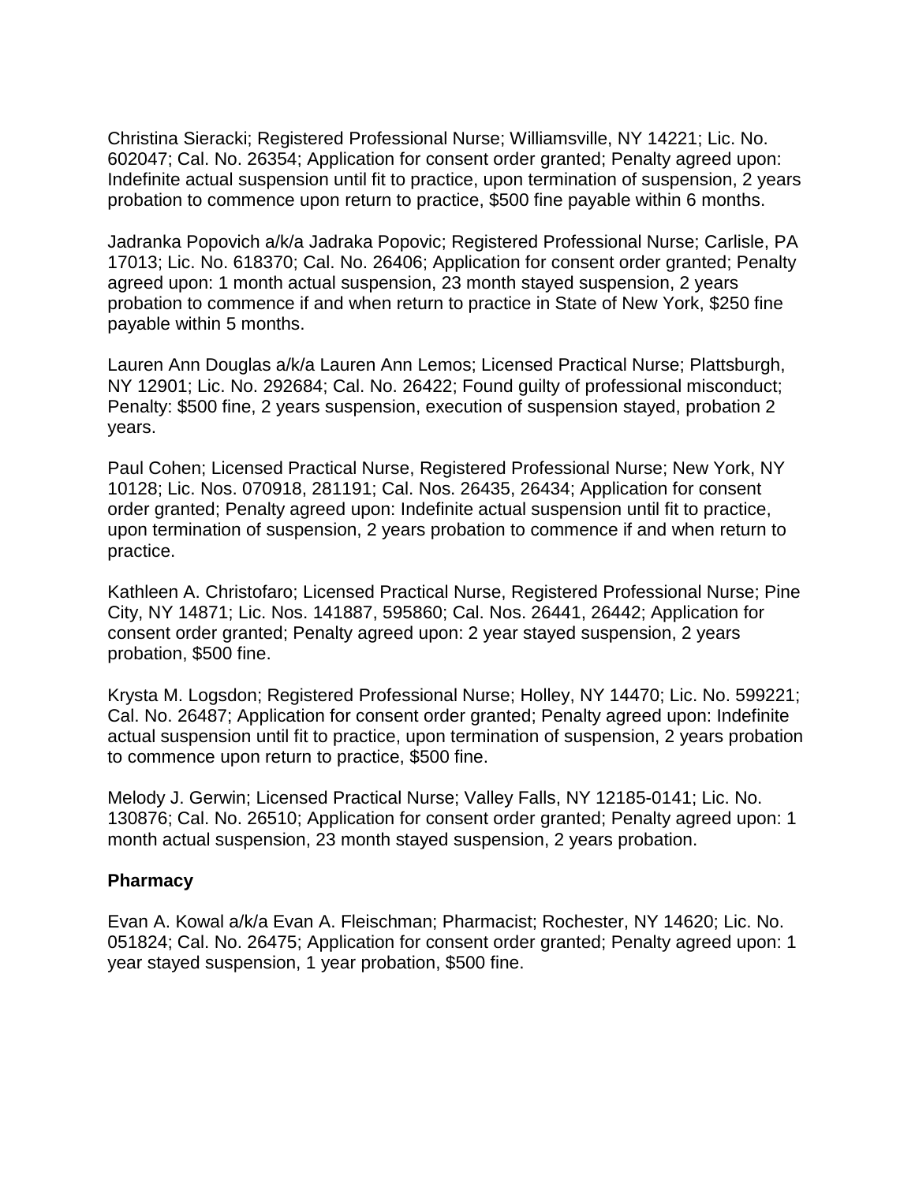Christina Sieracki; Registered Professional Nurse; Williamsville, NY 14221; Lic. No. 602047; Cal. No. 26354; Application for consent order granted; Penalty agreed upon: Indefinite actual suspension until fit to practice, upon termination of suspension, 2 years probation to commence upon return to practice, $500 fine payable within 6 months.

Jadranka Popovich a/k/a Jadraka Popovic; Registered Professional Nurse; Carlisle, PA 17013; Lic. No. 618370; Cal. No. 26406; Application for consent order granted; Penalty agreed upon: 1 month actual suspension, 23 month stayed suspension, 2 years probation to commence if and when return to practice in State of New York, $250 fine payable within 5 months.

Lauren Ann Douglas a/k/a Lauren Ann Lemos; Licensed Practical Nurse; Plattsburgh, NY 12901; Lic. No. 292684; Cal. No. 26422; Found guilty of professional misconduct; Penalty: $500 fine, 2 years suspension, execution of suspension stayed, probation 2 years.

Paul Cohen; Licensed Practical Nurse, Registered Professional Nurse; New York, NY 10128; Lic. Nos. 070918, 281191; Cal. Nos. 26435, 26434; Application for consent order granted; Penalty agreed upon: Indefinite actual suspension until fit to practice, upon termination of suspension, 2 years probation to commence if and when return to practice.

Kathleen A. Christofaro; Licensed Practical Nurse, Registered Professional Nurse; Pine City, NY 14871; Lic. Nos. 141887, 595860; Cal. Nos. 26441, 26442; Application for consent order granted; Penalty agreed upon: 2 year stayed suspension, 2 years probation, $500 fine.

Krysta M. Logsdon; Registered Professional Nurse; Holley, NY 14470; Lic. No. 599221; Cal. No. 26487; Application for consent order granted; Penalty agreed upon: Indefinite actual suspension until fit to practice, upon termination of suspension, 2 years probation to commence upon return to practice, $500 fine.

Melody J. Gerwin; Licensed Practical Nurse; Valley Falls, NY 12185-0141; Lic. No. 130876; Cal. No. 26510; Application for consent order granted; Penalty agreed upon: 1 month actual suspension, 23 month stayed suspension, 2 years probation.

**Pharmacy**

Evan A. Kowal a/k/a Evan A. Fleischman; Pharmacist; Rochester, NY 14620; Lic. No. 051824; Cal. No. 26475; Application for consent order granted; Penalty agreed upon: 1 year stayed suspension, 1 year probation, $500 fine.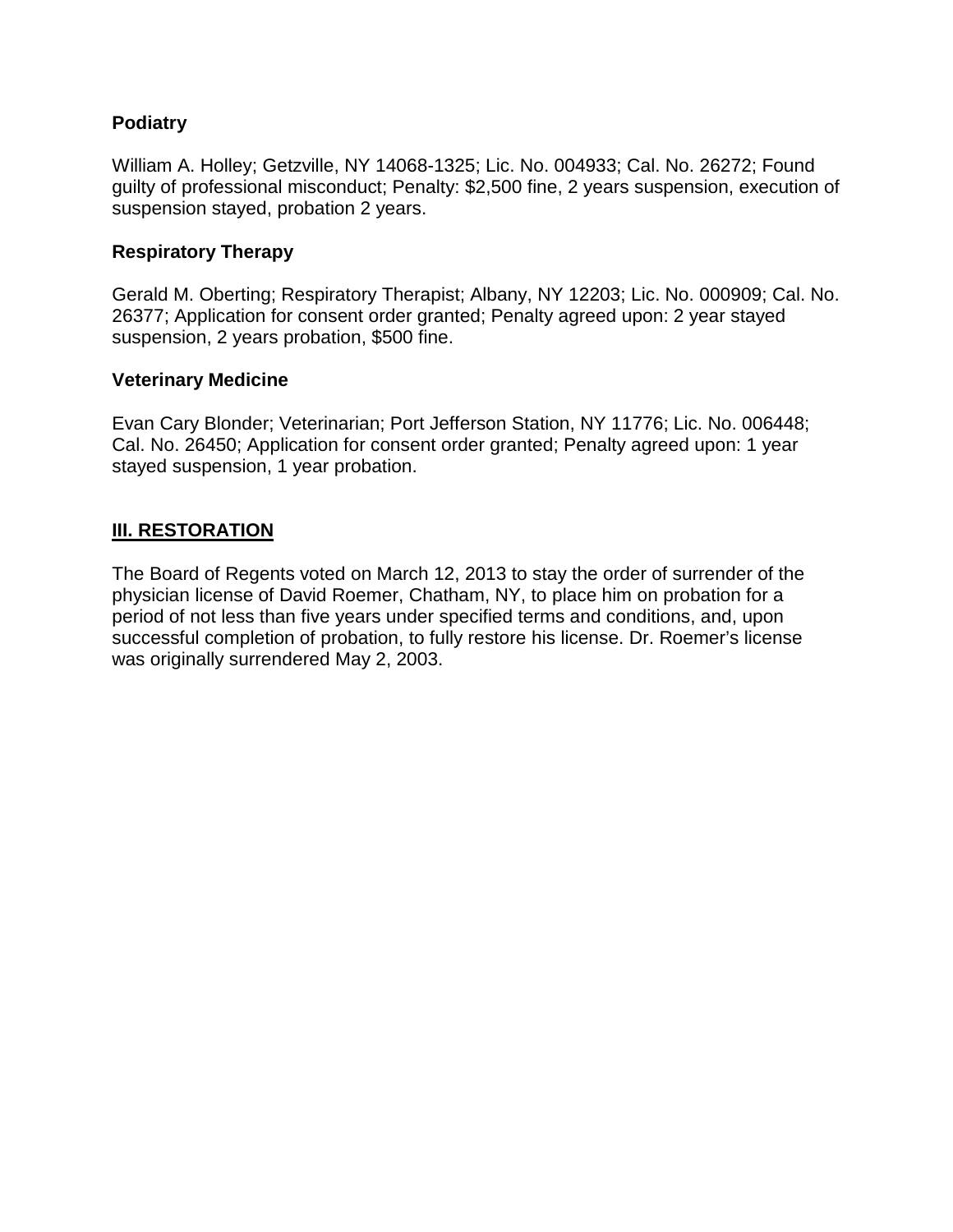**Podiatry**

William A. Holley; Getzville, NY 14068-1325; Lic. No. 004933; Cal. No. 26272; Found guilty of professional misconduct; Penalty: $2,500 fine, 2 years suspension, execution of suspension stayed, probation 2 years.

**Respiratory Therapy**

Gerald M. Oberting; Respiratory Therapist; Albany, NY 12203; Lic. No. 000909; Cal. No. 26377; Application for consent order granted; Penalty agreed upon: 2 year stayed suspension, 2 years probation, $500 fine.

**Veterinary Medicine**

Evan Cary Blonder; Veterinarian; Port Jefferson Station, NY 11776; Lic. No. 006448; Cal. No. 26450; Application for consent order granted; Penalty agreed upon: 1 year stayed suspension, 1 year probation.

## III. RESTORATION

The Board of Regents voted on March 12, 2013 to stay the order of surrender of the physician license of David Roemer, Chatham, NY, to place him on probation for a period of not less than five years under specified terms and conditions, and, upon successful completion of probation, to fully restore his license. Dr. Roemer's license was originally surrendered May 2, 2003.